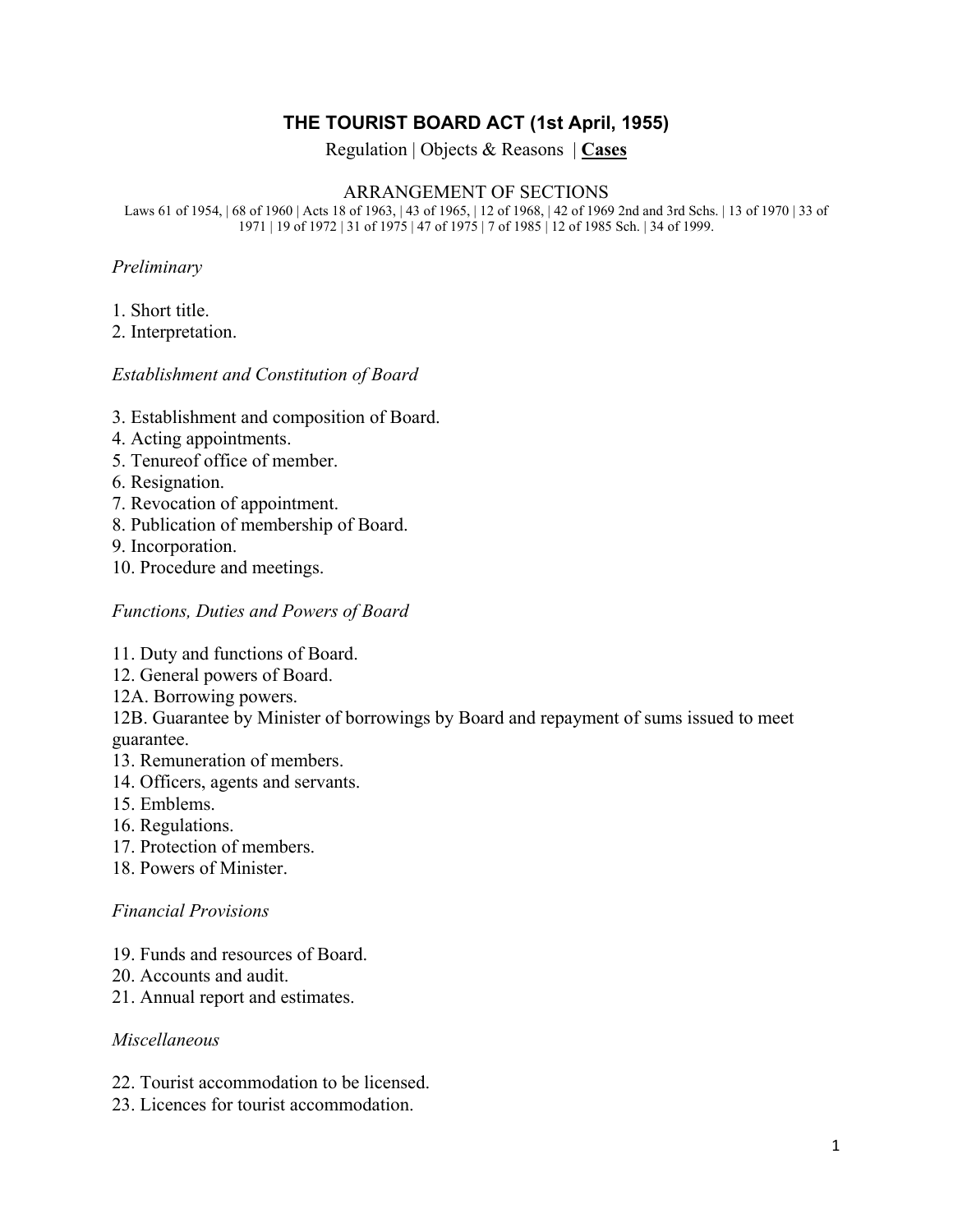# THE TOURIST BOARD ACT (1st April, 1955)

Regulation | Objects & Reasons | **Cases**

ARRANGEMENT OF SECTIONS

Laws 61 of 1954, | 68 of 1960 | Acts 18 of 1963, | 43 of 1965, | 12 of 1968, | 42 of 1969 2nd and 3rd Schs. | 13 of 1970 | 33 of 1971 | 19 of 1972 | 31 of 1975 | 47 of 1975 | 7 of 1985 | 12 of 1985 Sch. | 34 of 1999.

*Preliminary*

1. Short title.
2. Interpretation.

*Establishment and Constitution of Board*

3. Establishment and composition of Board.
4. Acting appointments.
5. Tenureof office of member.
6. Resignation.
7. Revocation of appointment.
8. Publication of membership of Board.
9. Incorporation.
10. Procedure and meetings.

*Functions, Duties and Powers of Board*

11. Duty and functions of Board.
12. General powers of Board.

12A. Borrowing powers.

12B. Guarantee by Minister of borrowings by Board and repayment of sums issued to meet guarantee.

13. Remuneration of members.
14. Officers, agents and servants.
15. Emblems.
16. Regulations.
17. Protection of members.
18. Powers of Minister.

*Financial Provisions*

19. Funds and resources of Board.
20. Accounts and audit.
21. Annual report and estimates.

*Miscellaneous*

22. Tourist accommodation to be licensed.
23. Licences for tourist accommodation.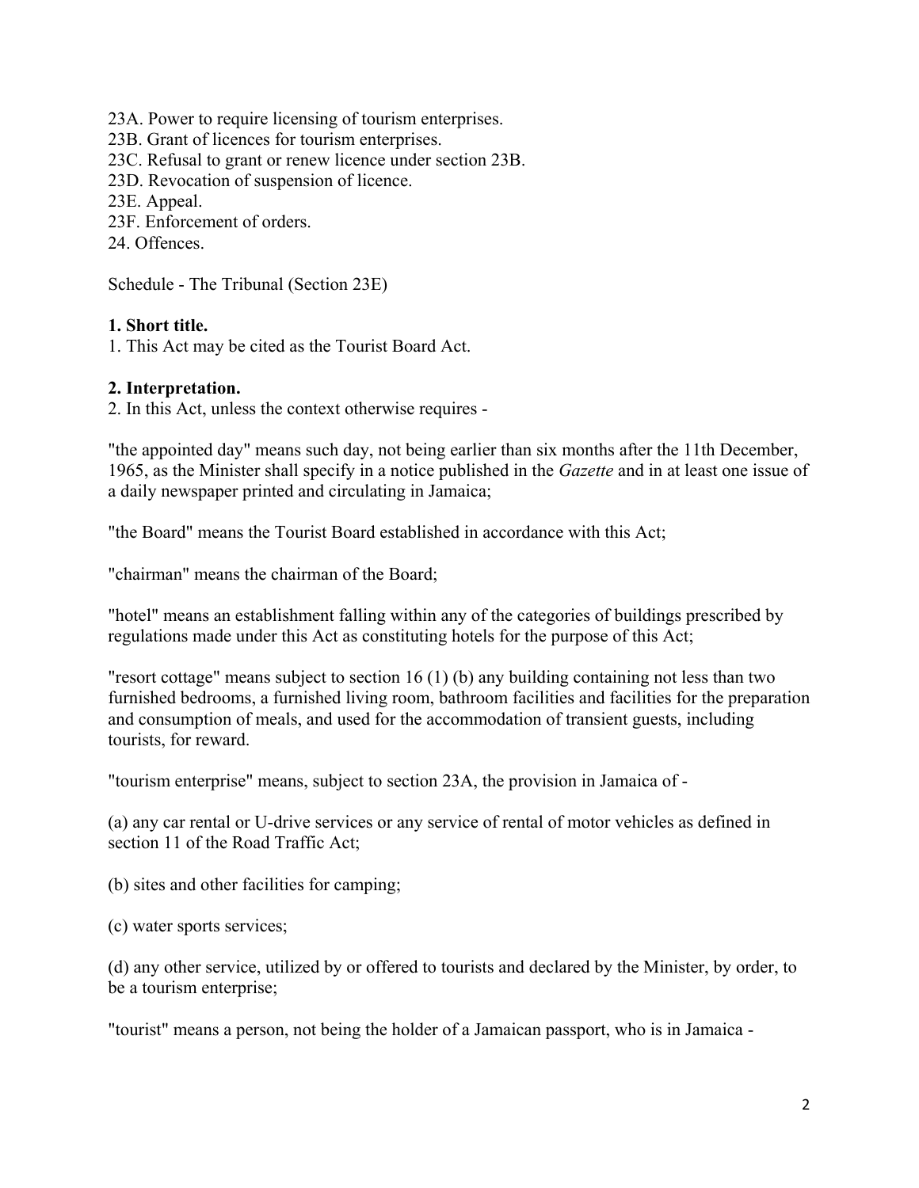23A. Power to require licensing of tourism enterprises.
23B. Grant of licences for tourism enterprises.
23C. Refusal to grant or renew licence under section 23B.
23D. Revocation of suspension of licence.
23E. Appeal.
23F. Enforcement of orders.
24. Offences.

Schedule - The Tribunal (Section 23E)

**1. Short title.**
1. This Act may be cited as the Tourist Board Act.

**2. Interpretation.**
2. In this Act, unless the context otherwise requires -

"the appointed day" means such day, not being earlier than six months after the 11th December, 1965, as the Minister shall specify in a notice published in the *Gazette* and in at least one issue of a daily newspaper printed and circulating in Jamaica;

"the Board" means the Tourist Board established in accordance with this Act;

"chairman" means the chairman of the Board;

"hotel" means an establishment falling within any of the categories of buildings prescribed by regulations made under this Act as constituting hotels for the purpose of this Act;

"resort cottage" means subject to section 16 (1) (b) any building containing not less than two furnished bedrooms, a furnished living room, bathroom facilities and facilities for the preparation and consumption of meals, and used for the accommodation of transient guests, including tourists, for reward.

"tourism enterprise" means, subject to section 23A, the provision in Jamaica of -

(a) any car rental or U-drive services or any service of rental of motor vehicles as defined in section 11 of the Road Traffic Act;

(b) sites and other facilities for camping;

(c) water sports services;

(d) any other service, utilized by or offered to tourists and declared by the Minister, by order, to be a tourism enterprise;

"tourist" means a person, not being the holder of a Jamaican passport, who is in Jamaica -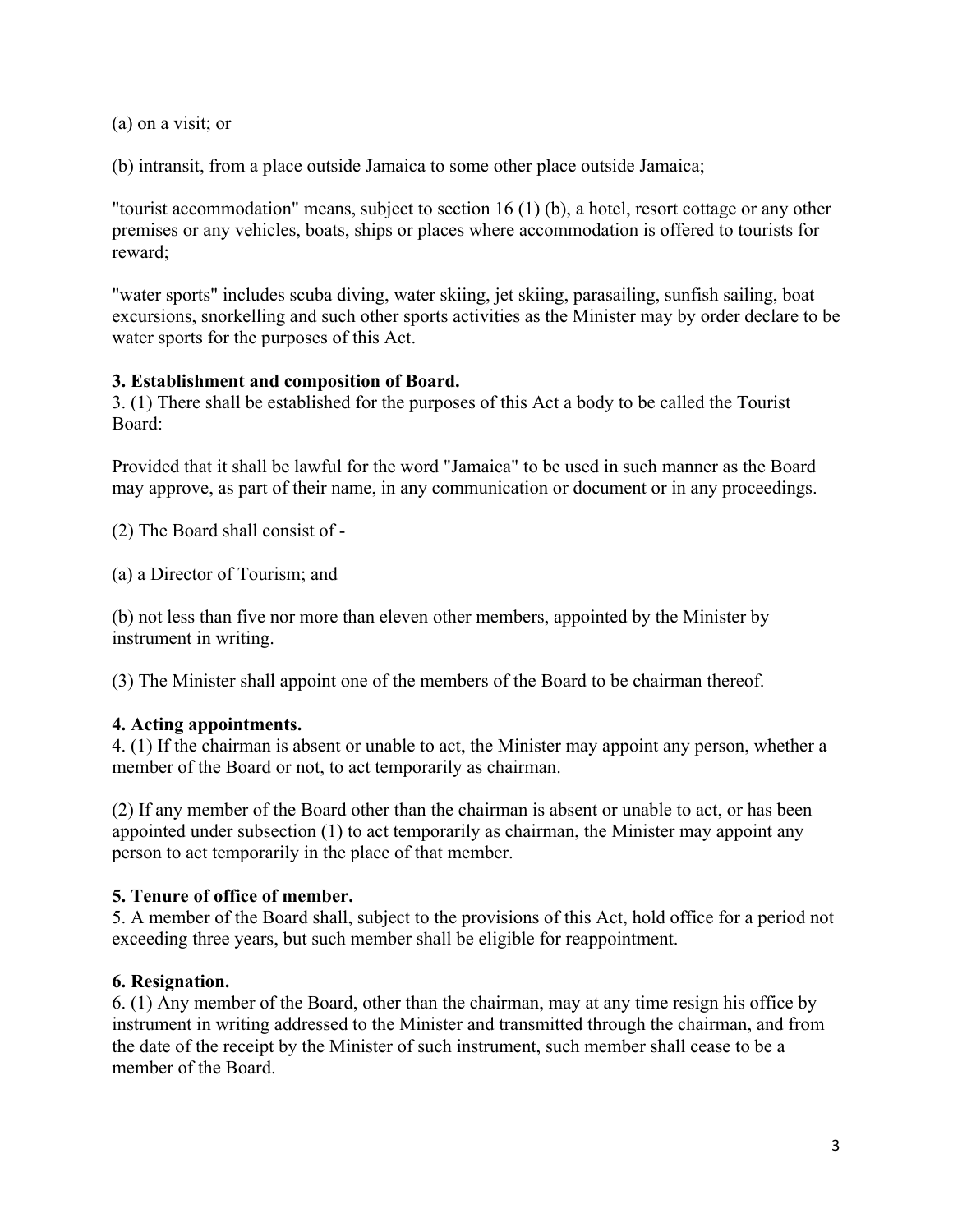(a) on a visit; or

(b) intransit, from a place outside Jamaica to some other place outside Jamaica;

"tourist accommodation" means, subject to section 16 (1) (b), a hotel, resort cottage or any other premises or any vehicles, boats, ships or places where accommodation is offered to tourists for reward;

"water sports" includes scuba diving, water skiing, jet skiing, parasailing, sunfish sailing, boat excursions, snorkelling and such other sports activities as the Minister may by order declare to be water sports for the purposes of this Act.

**3. Establishment and composition of Board.**
3. (1) There shall be established for the purposes of this Act a body to be called the Tourist Board:

Provided that it shall be lawful for the word "Jamaica" to be used in such manner as the Board may approve, as part of their name, in any communication or document or in any proceedings.

(2) The Board shall consist of -

(a) a Director of Tourism; and

(b) not less than five nor more than eleven other members, appointed by the Minister by instrument in writing.

(3) The Minister shall appoint one of the members of the Board to be chairman thereof.

**4. Acting appointments.**
4. (1) If the chairman is absent or unable to act, the Minister may appoint any person, whether a member of the Board or not, to act temporarily as chairman.

(2) If any member of the Board other than the chairman is absent or unable to act, or has been appointed under subsection (1) to act temporarily as chairman, the Minister may appoint any person to act temporarily in the place of that member.

**5. Tenure of office of member.**
5. A member of the Board shall, subject to the provisions of this Act, hold office for a period not exceeding three years, but such member shall be eligible for reappointment.

**6. Resignation.**
6. (1) Any member of the Board, other than the chairman, may at any time resign his office by instrument in writing addressed to the Minister and transmitted through the chairman, and from the date of the receipt by the Minister of such instrument, such member shall cease to be a member of the Board.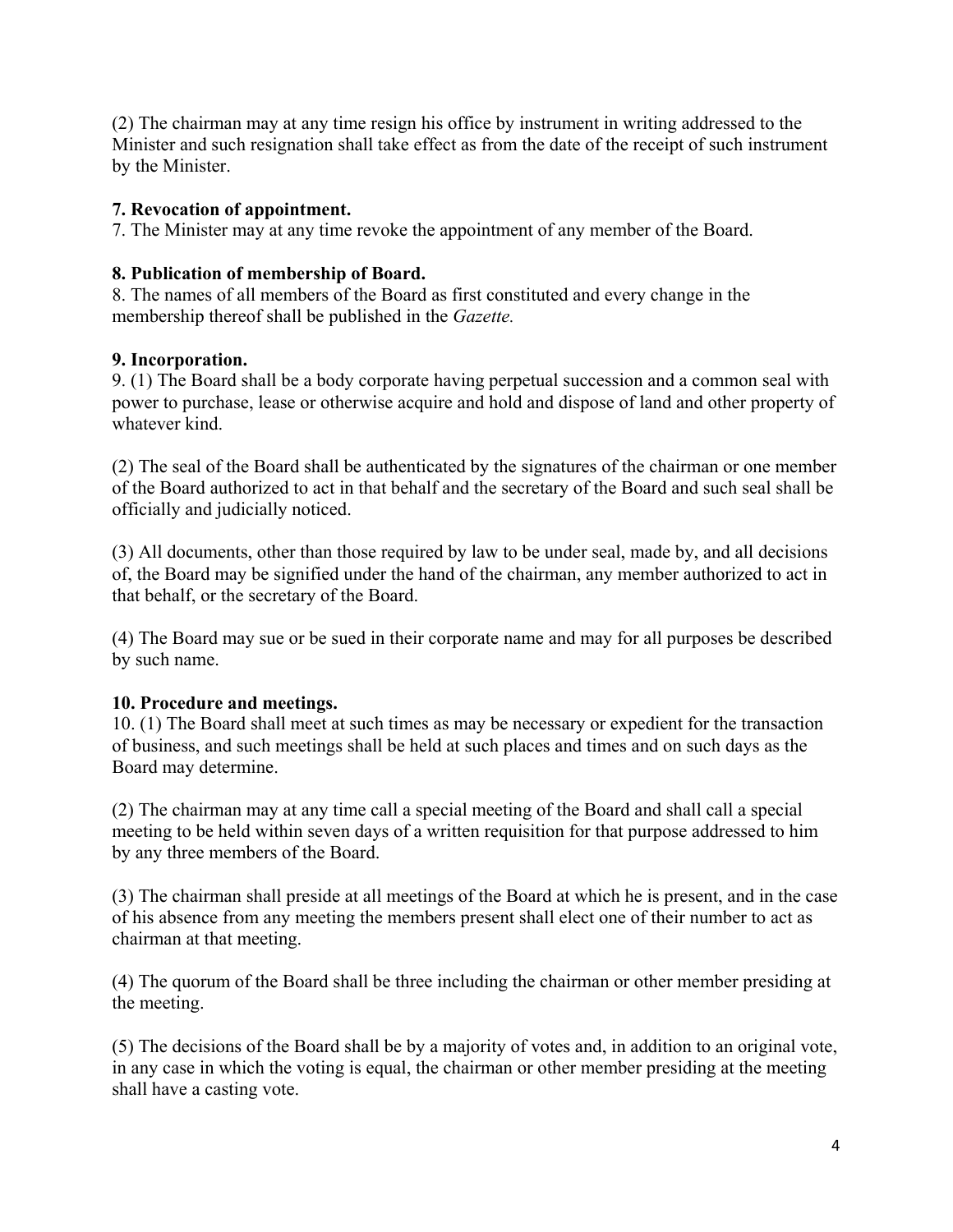(2) The chairman may at any time resign his office by instrument in writing addressed to the Minister and such resignation shall take effect as from the date of the receipt of such instrument by the Minister.

**7. Revocation of appointment.**
7. The Minister may at any time revoke the appointment of any member of the Board.

**8. Publication of membership of Board.**
8. The names of all members of the Board as first constituted and every change in the membership thereof shall be published in the *Gazette.*

**9. Incorporation.**
9. (1) The Board shall be a body corporate having perpetual succession and a common seal with power to purchase, lease or otherwise acquire and hold and dispose of land and other property of whatever kind.

(2) The seal of the Board shall be authenticated by the signatures of the chairman or one member of the Board authorized to act in that behalf and the secretary of the Board and such seal shall be officially and judicially noticed.

(3) All documents, other than those required by law to be under seal, made by, and all decisions of, the Board may be signified under the hand of the chairman, any member authorized to act in that behalf, or the secretary of the Board.

(4) The Board may sue or be sued in their corporate name and may for all purposes be described by such name.

**10. Procedure and meetings.**
10. (1) The Board shall meet at such times as may be necessary or expedient for the transaction of business, and such meetings shall be held at such places and times and on such days as the Board may determine.

(2) The chairman may at any time call a special meeting of the Board and shall call a special meeting to be held within seven days of a written requisition for that purpose addressed to him by any three members of the Board.

(3) The chairman shall preside at all meetings of the Board at which he is present, and in the case of his absence from any meeting the members present shall elect one of their number to act as chairman at that meeting.

(4) The quorum of the Board shall be three including the chairman or other member presiding at the meeting.

(5) The decisions of the Board shall be by a majority of votes and, in addition to an original vote, in any case in which the voting is equal, the chairman or other member presiding at the meeting shall have a casting vote.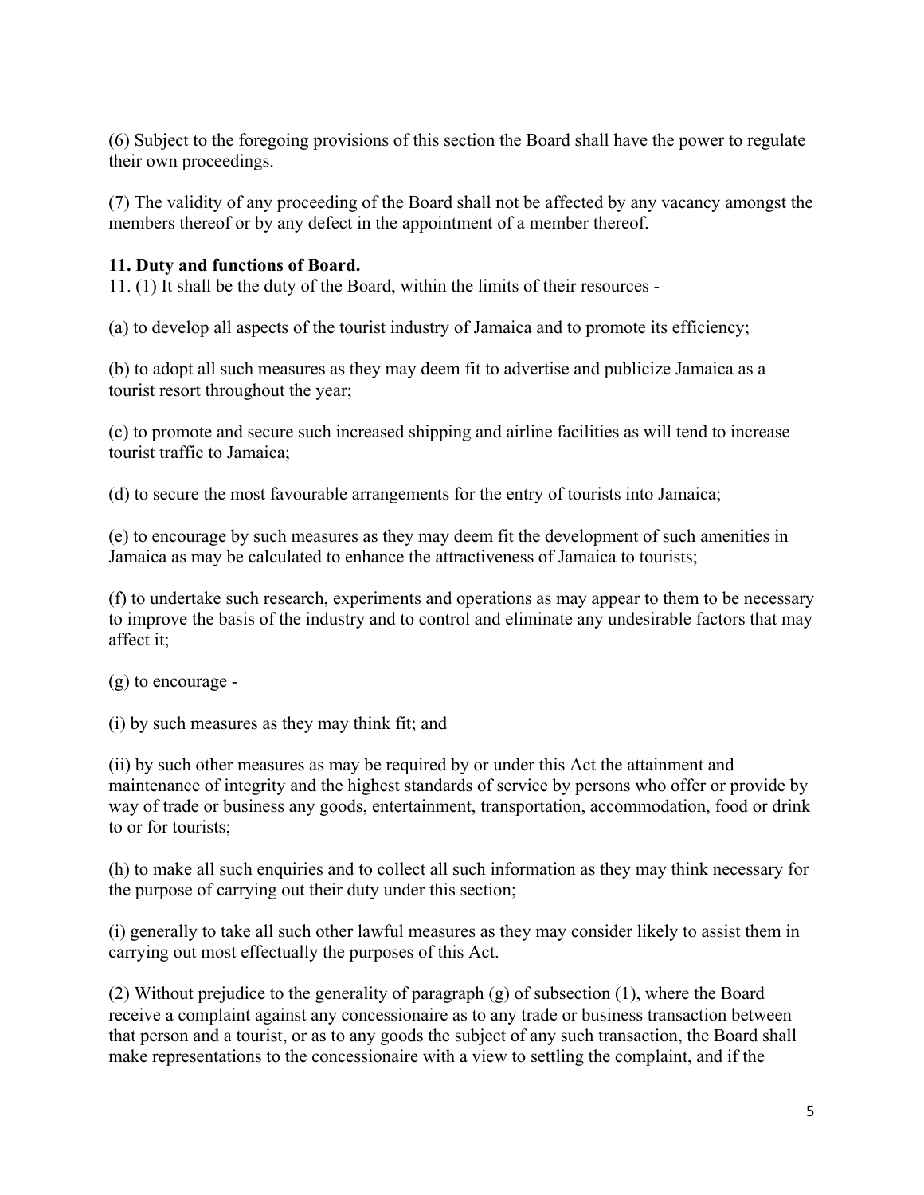(6) Subject to the foregoing provisions of this section the Board shall have the power to regulate their own proceedings.

(7) The validity of any proceeding of the Board shall not be affected by any vacancy amongst the members thereof or by any defect in the appointment of a member thereof.

**11. Duty and functions of Board.**

11. (1) It shall be the duty of the Board, within the limits of their resources -

(a) to develop all aspects of the tourist industry of Jamaica and to promote its efficiency;

(b) to adopt all such measures as they may deem fit to advertise and publicize Jamaica as a tourist resort throughout the year;

(c) to promote and secure such increased shipping and airline facilities as will tend to increase tourist traffic to Jamaica;

(d) to secure the most favourable arrangements for the entry of tourists into Jamaica;

(e) to encourage by such measures as they may deem fit the development of such amenities in Jamaica as may be calculated to enhance the attractiveness of Jamaica to tourists;

(f) to undertake such research, experiments and operations as may appear to them to be necessary to improve the basis of the industry and to control and eliminate any undesirable factors that may affect it;

(g) to encourage -

(i) by such measures as they may think fit; and

(ii) by such other measures as may be required by or under this Act the attainment and maintenance of integrity and the highest standards of service by persons who offer or provide by way of trade or business any goods, entertainment, transportation, accommodation, food or drink to or for tourists;

(h) to make all such enquiries and to collect all such information as they may think necessary for the purpose of carrying out their duty under this section;

(i) generally to take all such other lawful measures as they may consider likely to assist them in carrying out most effectually the purposes of this Act.

(2) Without prejudice to the generality of paragraph (g) of subsection (1), where the Board receive a complaint against any concessionaire as to any trade or business transaction between that person and a tourist, or as to any goods the subject of any such transaction, the Board shall make representations to the concessionaire with a view to settling the complaint, and if the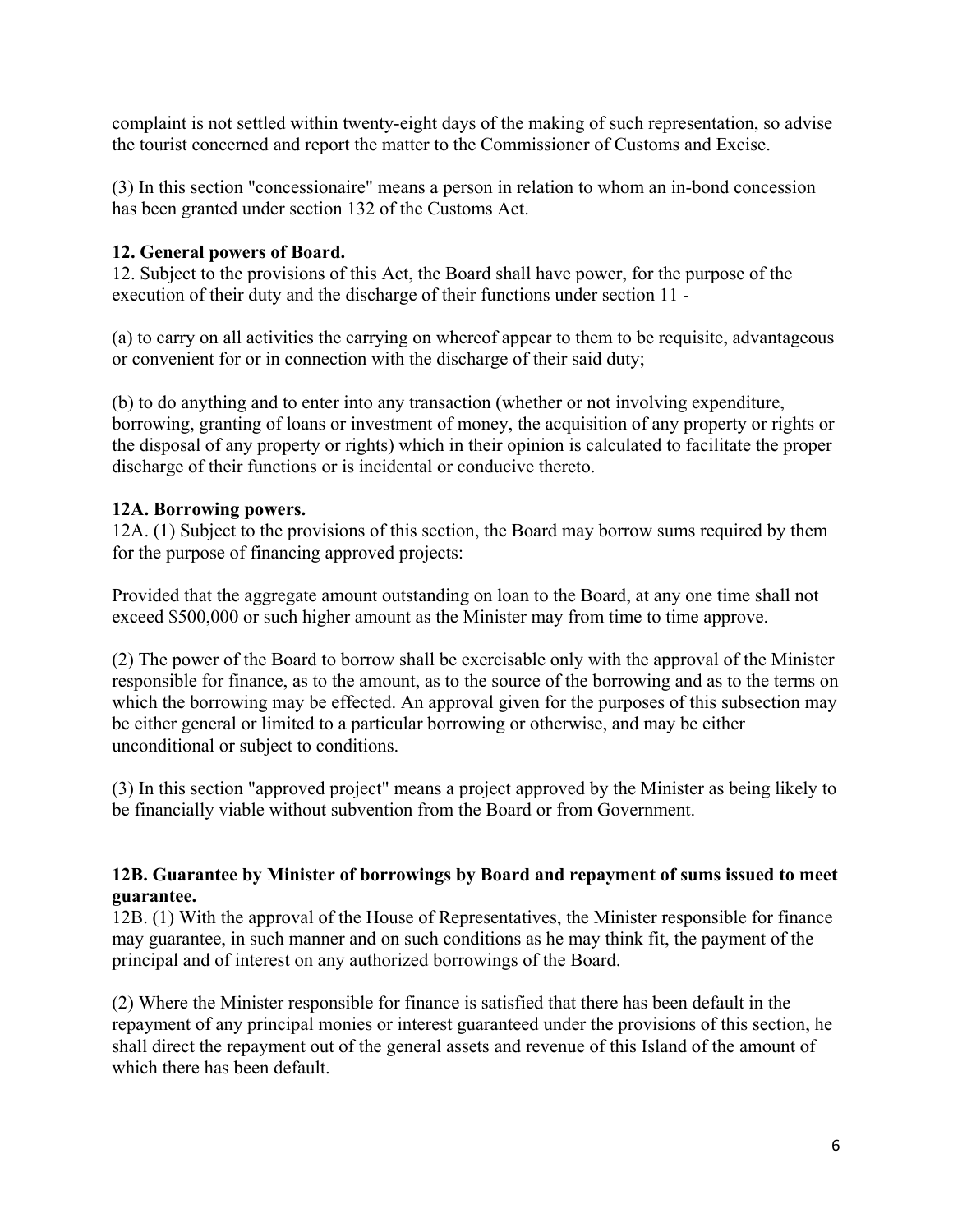complaint is not settled within twenty-eight days of the making of such representation, so advise the tourist concerned and report the matter to the Commissioner of Customs and Excise.

(3) In this section "concessionaire" means a person in relation to whom an in-bond concession has been granted under section 132 of the Customs Act.

**12. General powers of Board.**
12. Subject to the provisions of this Act, the Board shall have power, for the purpose of the execution of their duty and the discharge of their functions under section 11 -

(a) to carry on all activities the carrying on whereof appear to them to be requisite, advantageous or convenient for or in connection with the discharge of their said duty;

(b) to do anything and to enter into any transaction (whether or not involving expenditure, borrowing, granting of loans or investment of money, the acquisition of any property or rights or the disposal of any property or rights) which in their opinion is calculated to facilitate the proper discharge of their functions or is incidental or conducive thereto.

**12A. Borrowing powers.**
12A. (1) Subject to the provisions of this section, the Board may borrow sums required by them for the purpose of financing approved projects:

Provided that the aggregate amount outstanding on loan to the Board, at any one time shall not exceed $500,000 or such higher amount as the Minister may from time to time approve.

(2) The power of the Board to borrow shall be exercisable only with the approval of the Minister responsible for finance, as to the amount, as to the source of the borrowing and as to the terms on which the borrowing may be effected. An approval given for the purposes of this subsection may be either general or limited to a particular borrowing or otherwise, and may be either unconditional or subject to conditions.

(3) In this section "approved project" means a project approved by the Minister as being likely to be financially viable without subvention from the Board or from Government.

**12B. Guarantee by Minister of borrowings by Board and repayment of sums issued to meet guarantee.**
12B. (1) With the approval of the House of Representatives, the Minister responsible for finance may guarantee, in such manner and on such conditions as he may think fit, the payment of the principal and of interest on any authorized borrowings of the Board.

(2) Where the Minister responsible for finance is satisfied that there has been default in the repayment of any principal monies or interest guaranteed under the provisions of this section, he shall direct the repayment out of the general assets and revenue of this Island of the amount of which there has been default.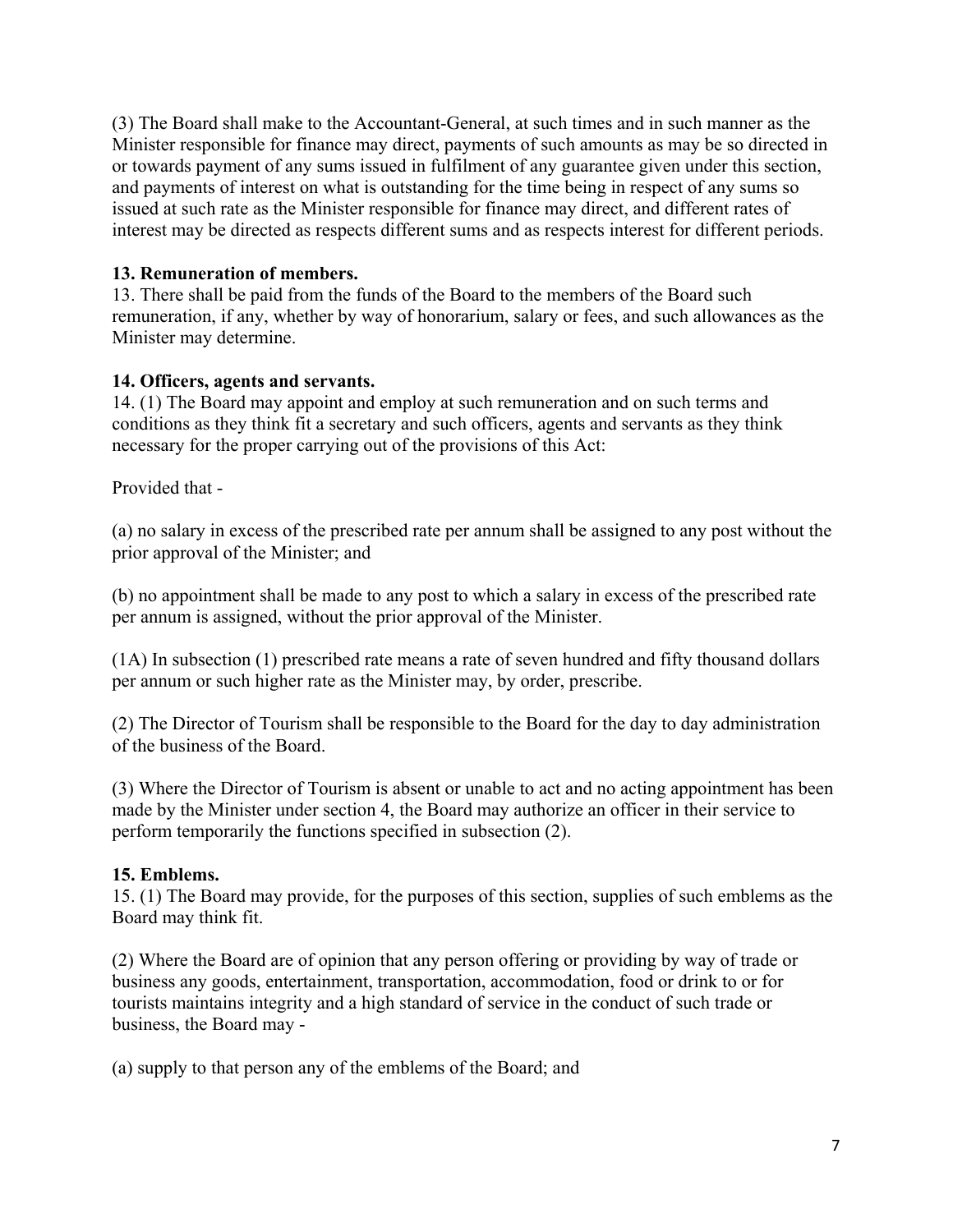(3) The Board shall make to the Accountant-General, at such times and in such manner as the Minister responsible for finance may direct, payments of such amounts as may be so directed in or towards payment of any sums issued in fulfilment of any guarantee given under this section, and payments of interest on what is outstanding for the time being in respect of any sums so issued at such rate as the Minister responsible for finance may direct, and different rates of interest may be directed as respects different sums and as respects interest for different periods.

**13. Remuneration of members.**

13. There shall be paid from the funds of the Board to the members of the Board such remuneration, if any, whether by way of honorarium, salary or fees, and such allowances as the Minister may determine.

**14. Officers, agents and servants.**

14. (1) The Board may appoint and employ at such remuneration and on such terms and conditions as they think fit a secretary and such officers, agents and servants as they think necessary for the proper carrying out of the provisions of this Act:

Provided that -

(a) no salary in excess of the prescribed rate per annum shall be assigned to any post without the prior approval of the Minister; and

(b) no appointment shall be made to any post to which a salary in excess of the prescribed rate per annum is assigned, without the prior approval of the Minister.

(1A) In subsection (1) prescribed rate means a rate of seven hundred and fifty thousand dollars per annum or such higher rate as the Minister may, by order, prescribe.

(2) The Director of Tourism shall be responsible to the Board for the day to day administration of the business of the Board.

(3) Where the Director of Tourism is absent or unable to act and no acting appointment has been made by the Minister under section 4, the Board may authorize an officer in their service to perform temporarily the functions specified in subsection (2).

**15. Emblems.**

15. (1) The Board may provide, for the purposes of this section, supplies of such emblems as the Board may think fit.

(2) Where the Board are of opinion that any person offering or providing by way of trade or business any goods, entertainment, transportation, accommodation, food or drink to or for tourists maintains integrity and a high standard of service in the conduct of such trade or business, the Board may -

(a) supply to that person any of the emblems of the Board; and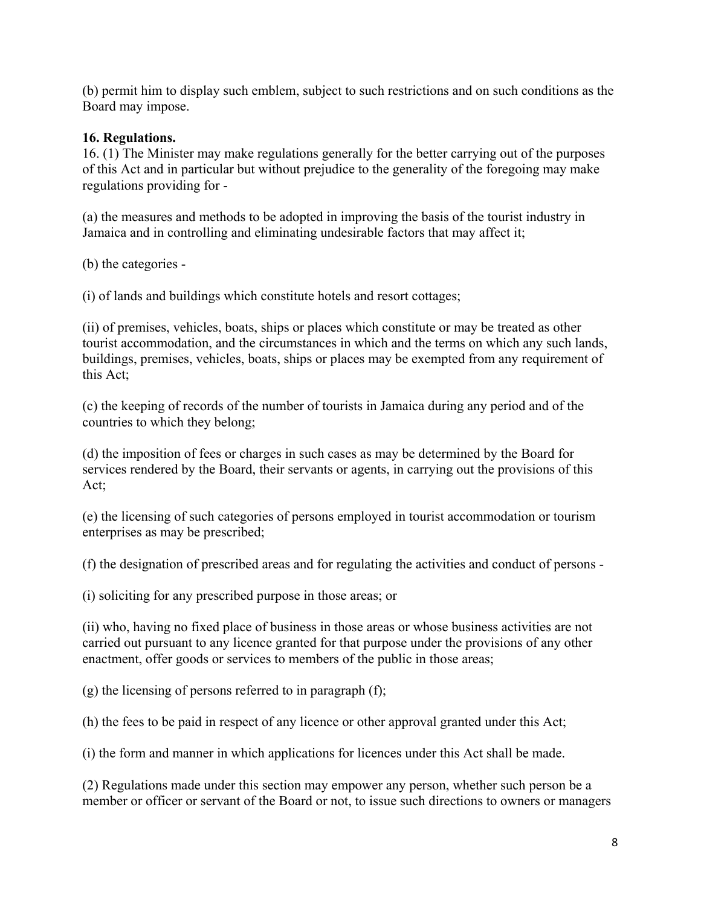(b) permit him to display such emblem, subject to such restrictions and on such conditions as the Board may impose.

**16. Regulations.**

16. (1) The Minister may make regulations generally for the better carrying out of the purposes of this Act and in particular but without prejudice to the generality of the foregoing may make regulations providing for -

(a) the measures and methods to be adopted in improving the basis of the tourist industry in Jamaica and in controlling and eliminating undesirable factors that may affect it;

(b) the categories -

(i) of lands and buildings which constitute hotels and resort cottages;

(ii) of premises, vehicles, boats, ships or places which constitute or may be treated as other tourist accommodation, and the circumstances in which and the terms on which any such lands, buildings, premises, vehicles, boats, ships or places may be exempted from any requirement of this Act;

(c) the keeping of records of the number of tourists in Jamaica during any period and of the countries to which they belong;

(d) the imposition of fees or charges in such cases as may be determined by the Board for services rendered by the Board, their servants or agents, in carrying out the provisions of this Act;

(e) the licensing of such categories of persons employed in tourist accommodation or tourism enterprises as may be prescribed;

(f) the designation of prescribed areas and for regulating the activities and conduct of persons -

(i) soliciting for any prescribed purpose in those areas; or

(ii) who, having no fixed place of business in those areas or whose business activities are not carried out pursuant to any licence granted for that purpose under the provisions of any other enactment, offer goods or services to members of the public in those areas;

(g) the licensing of persons referred to in paragraph (f);

(h) the fees to be paid in respect of any licence or other approval granted under this Act;

(i) the form and manner in which applications for licences under this Act shall be made.

(2) Regulations made under this section may empower any person, whether such person be a member or officer or servant of the Board or not, to issue such directions to owners or managers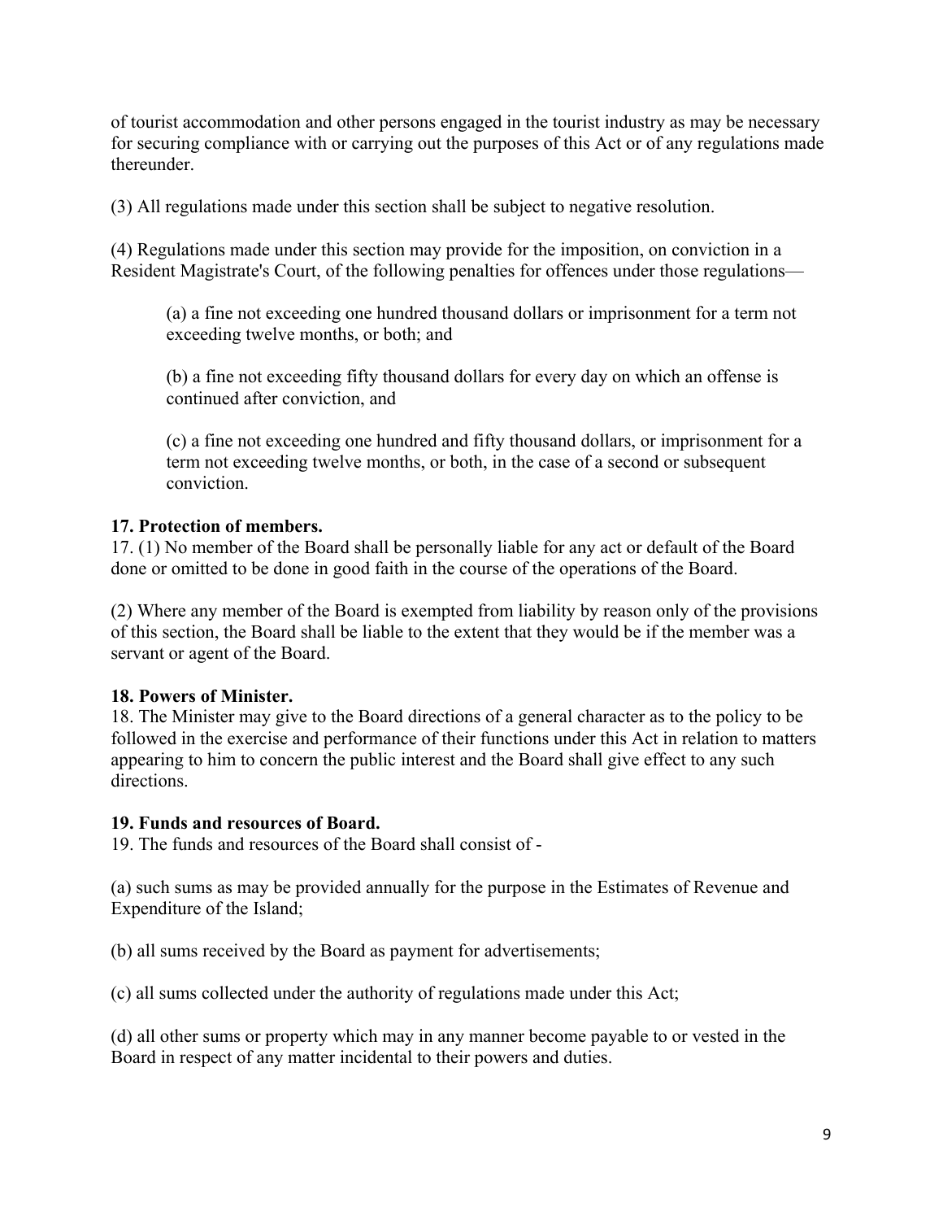of tourist accommodation and other persons engaged in the tourist industry as may be necessary for securing compliance with or carrying out the purposes of this Act or of any regulations made thereunder.

(3) All regulations made under this section shall be subject to negative resolution.

(4) Regulations made under this section may provide for the imposition, on conviction in a Resident Magistrate's Court, of the following penalties for offences under those regulations—

> (a) a fine not exceeding one hundred thousand dollars or imprisonment for a term not exceeding twelve months, or both; and
>
> (b) a fine not exceeding fifty thousand dollars for every day on which an offense is continued after conviction, and
>
> (c) a fine not exceeding one hundred and fifty thousand dollars, or imprisonment for a term not exceeding twelve months, or both, in the case of a second or subsequent conviction.

**17. Protection of members.**
17. (1) No member of the Board shall be personally liable for any act or default of the Board done or omitted to be done in good faith in the course of the operations of the Board.

(2) Where any member of the Board is exempted from liability by reason only of the provisions of this section, the Board shall be liable to the extent that they would be if the member was a servant or agent of the Board.

**18. Powers of Minister.**
18. The Minister may give to the Board directions of a general character as to the policy to be followed in the exercise and performance of their functions under this Act in relation to matters appearing to him to concern the public interest and the Board shall give effect to any such directions.

**19. Funds and resources of Board.**
19. The funds and resources of the Board shall consist of -

(a) such sums as may be provided annually for the purpose in the Estimates of Revenue and Expenditure of the Island;

(b) all sums received by the Board as payment for advertisements;

(c) all sums collected under the authority of regulations made under this Act;

(d) all other sums or property which may in any manner become payable to or vested in the Board in respect of any matter incidental to their powers and duties.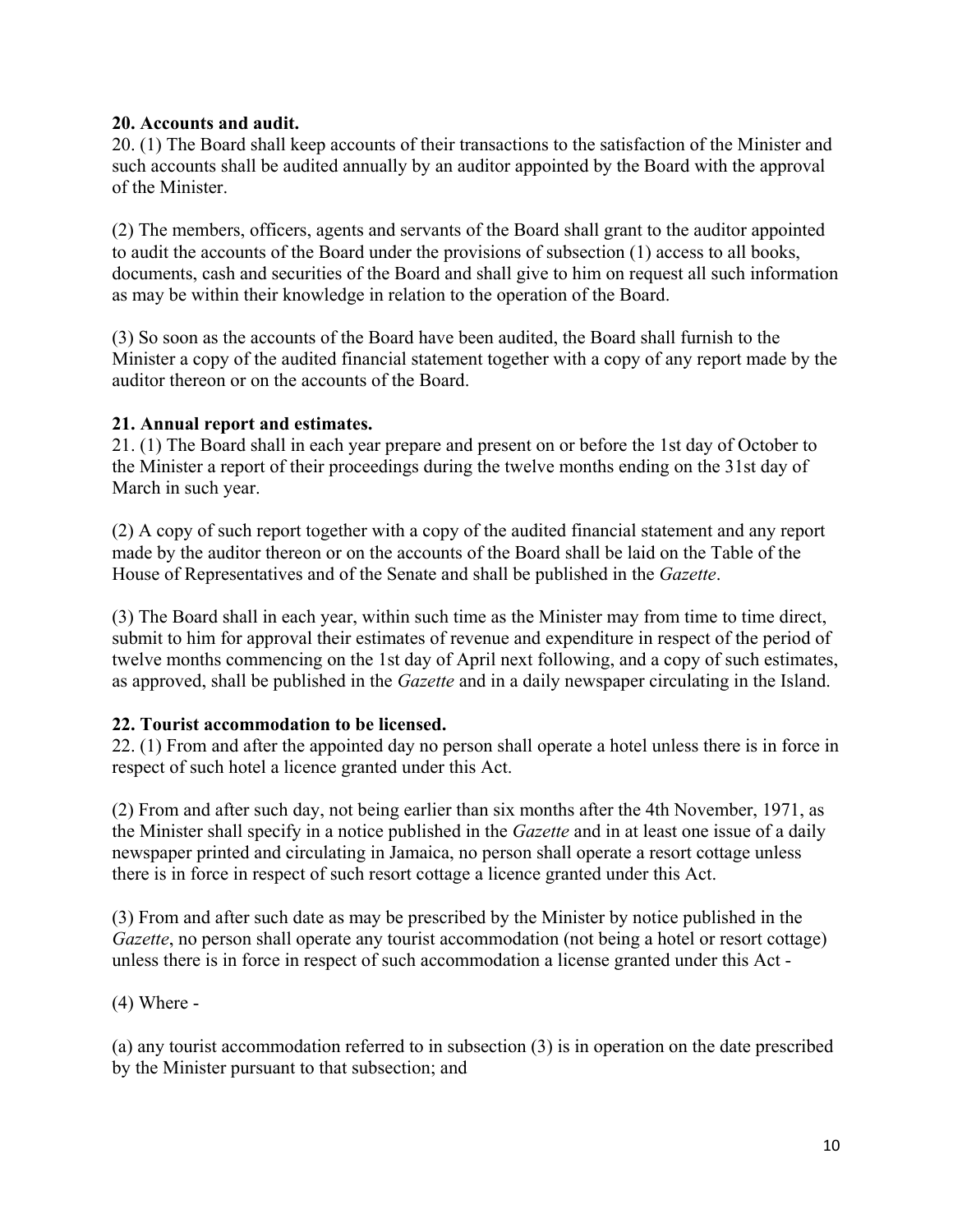**20. Accounts and audit.**

20. (1) The Board shall keep accounts of their transactions to the satisfaction of the Minister and such accounts shall be audited annually by an auditor appointed by the Board with the approval of the Minister.

(2) The members, officers, agents and servants of the Board shall grant to the auditor appointed to audit the accounts of the Board under the provisions of subsection (1) access to all books, documents, cash and securities of the Board and shall give to him on request all such information as may be within their knowledge in relation to the operation of the Board.

(3) So soon as the accounts of the Board have been audited, the Board shall furnish to the Minister a copy of the audited financial statement together with a copy of any report made by the auditor thereon or on the accounts of the Board.

**21. Annual report and estimates.**

21. (1) The Board shall in each year prepare and present on or before the 1st day of October to the Minister a report of their proceedings during the twelve months ending on the 31st day of March in such year.

(2) A copy of such report together with a copy of the audited financial statement and any report made by the auditor thereon or on the accounts of the Board shall be laid on the Table of the House of Representatives and of the Senate and shall be published in the *Gazette*.

(3) The Board shall in each year, within such time as the Minister may from time to time direct, submit to him for approval their estimates of revenue and expenditure in respect of the period of twelve months commencing on the 1st day of April next following, and a copy of such estimates, as approved, shall be published in the *Gazette* and in a daily newspaper circulating in the Island.

**22. Tourist accommodation to be licensed.**

22. (1) From and after the appointed day no person shall operate a hotel unless there is in force in respect of such hotel a licence granted under this Act.

(2) From and after such day, not being earlier than six months after the 4th November, 1971, as the Minister shall specify in a notice published in the *Gazette* and in at least one issue of a daily newspaper printed and circulating in Jamaica, no person shall operate a resort cottage unless there is in force in respect of such resort cottage a licence granted under this Act.

(3) From and after such date as may be prescribed by the Minister by notice published in the *Gazette*, no person shall operate any tourist accommodation (not being a hotel or resort cottage) unless there is in force in respect of such accommodation a license granted under this Act -

(4) Where -

(a) any tourist accommodation referred to in subsection (3) is in operation on the date prescribed by the Minister pursuant to that subsection; and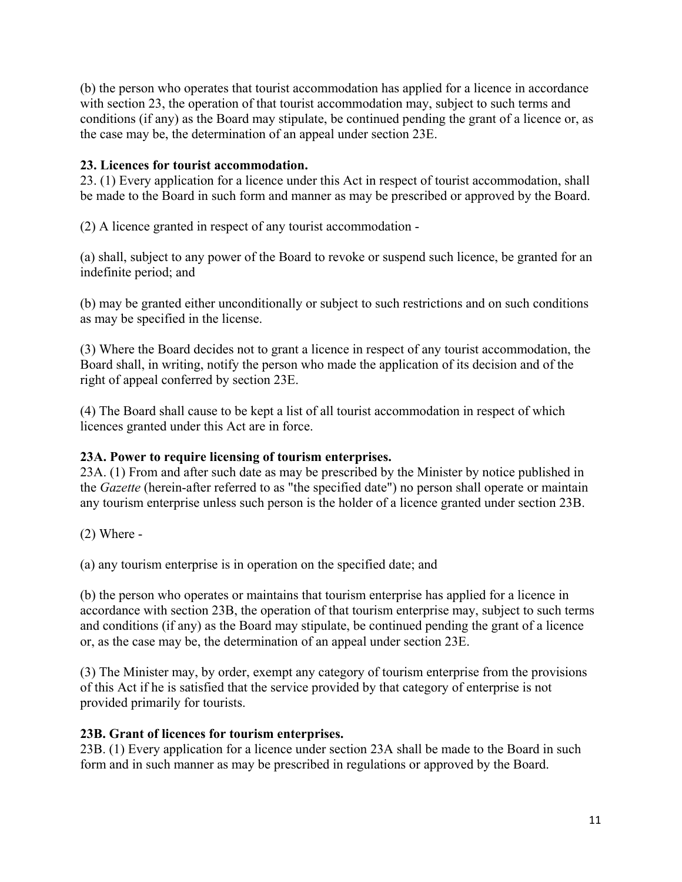(b) the person who operates that tourist accommodation has applied for a licence in accordance with section 23, the operation of that tourist accommodation may, subject to such terms and conditions (if any) as the Board may stipulate, be continued pending the grant of a licence or, as the case may be, the determination of an appeal under section 23E.

**23. Licences for tourist accommodation.**

23. (1) Every application for a licence under this Act in respect of tourist accommodation, shall be made to the Board in such form and manner as may be prescribed or approved by the Board.

(2) A licence granted in respect of any tourist accommodation -

(a) shall, subject to any power of the Board to revoke or suspend such licence, be granted for an indefinite period; and

(b) may be granted either unconditionally or subject to such restrictions and on such conditions as may be specified in the license.

(3) Where the Board decides not to grant a licence in respect of any tourist accommodation, the Board shall, in writing, notify the person who made the application of its decision and of the right of appeal conferred by section 23E.

(4) The Board shall cause to be kept a list of all tourist accommodation in respect of which licences granted under this Act are in force.

**23A. Power to require licensing of tourism enterprises.**

23A. (1) From and after such date as may be prescribed by the Minister by notice published in the *Gazette* (herein-after referred to as "the specified date") no person shall operate or maintain any tourism enterprise unless such person is the holder of a licence granted under section 23B.

(2) Where -

(a) any tourism enterprise is in operation on the specified date; and

(b) the person who operates or maintains that tourism enterprise has applied for a licence in accordance with section 23B, the operation of that tourism enterprise may, subject to such terms and conditions (if any) as the Board may stipulate, be continued pending the grant of a licence or, as the case may be, the determination of an appeal under section 23E.

(3) The Minister may, by order, exempt any category of tourism enterprise from the provisions of this Act if he is satisfied that the service provided by that category of enterprise is not provided primarily for tourists.

**23B. Grant of licences for tourism enterprises.**

23B. (1) Every application for a licence under section 23A shall be made to the Board in such form and in such manner as may be prescribed in regulations or approved by the Board.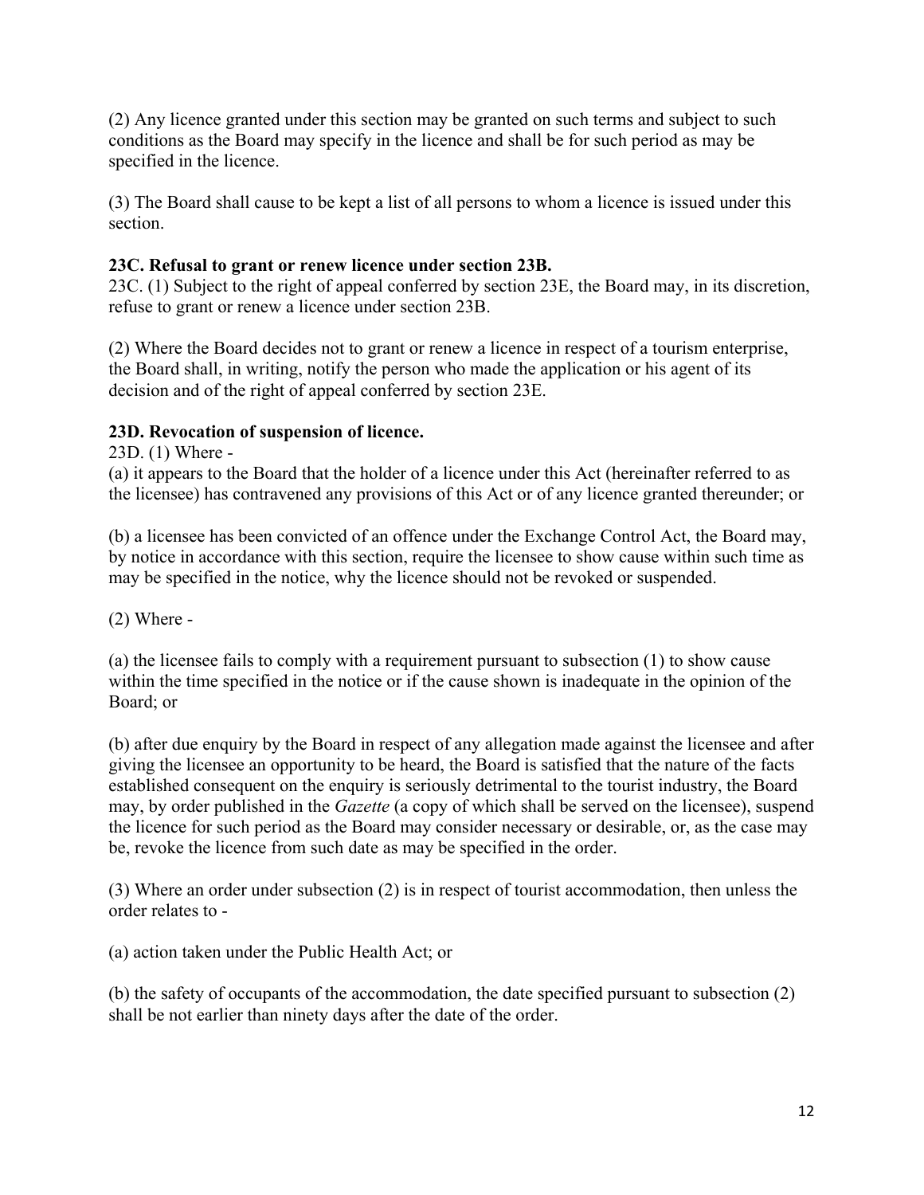(2) Any licence granted under this section may be granted on such terms and subject to such conditions as the Board may specify in the licence and shall be for such period as may be specified in the licence.

(3) The Board shall cause to be kept a list of all persons to whom a licence is issued under this section.

**23C. Refusal to grant or renew licence under section 23B.**

23C. (1) Subject to the right of appeal conferred by section 23E, the Board may, in its discretion, refuse to grant or renew a licence under section 23B.

(2) Where the Board decides not to grant or renew a licence in respect of a tourism enterprise, the Board shall, in writing, notify the person who made the application or his agent of its decision and of the right of appeal conferred by section 23E.

**23D. Revocation of suspension of licence.**

23D. (1) Where -

(a) it appears to the Board that the holder of a licence under this Act (hereinafter referred to as the licensee) has contravened any provisions of this Act or of any licence granted thereunder; or

(b) a licensee has been convicted of an offence under the Exchange Control Act, the Board may, by notice in accordance with this section, require the licensee to show cause within such time as may be specified in the notice, why the licence should not be revoked or suspended.

(2) Where -

(a) the licensee fails to comply with a requirement pursuant to subsection (1) to show cause within the time specified in the notice or if the cause shown is inadequate in the opinion of the Board; or

(b) after due enquiry by the Board in respect of any allegation made against the licensee and after giving the licensee an opportunity to be heard, the Board is satisfied that the nature of the facts established consequent on the enquiry is seriously detrimental to the tourist industry, the Board may, by order published in the *Gazette* (a copy of which shall be served on the licensee), suspend the licence for such period as the Board may consider necessary or desirable, or, as the case may be, revoke the licence from such date as may be specified in the order.

(3) Where an order under subsection (2) is in respect of tourist accommodation, then unless the order relates to -

(a) action taken under the Public Health Act; or

(b) the safety of occupants of the accommodation, the date specified pursuant to subsection (2) shall be not earlier than ninety days after the date of the order.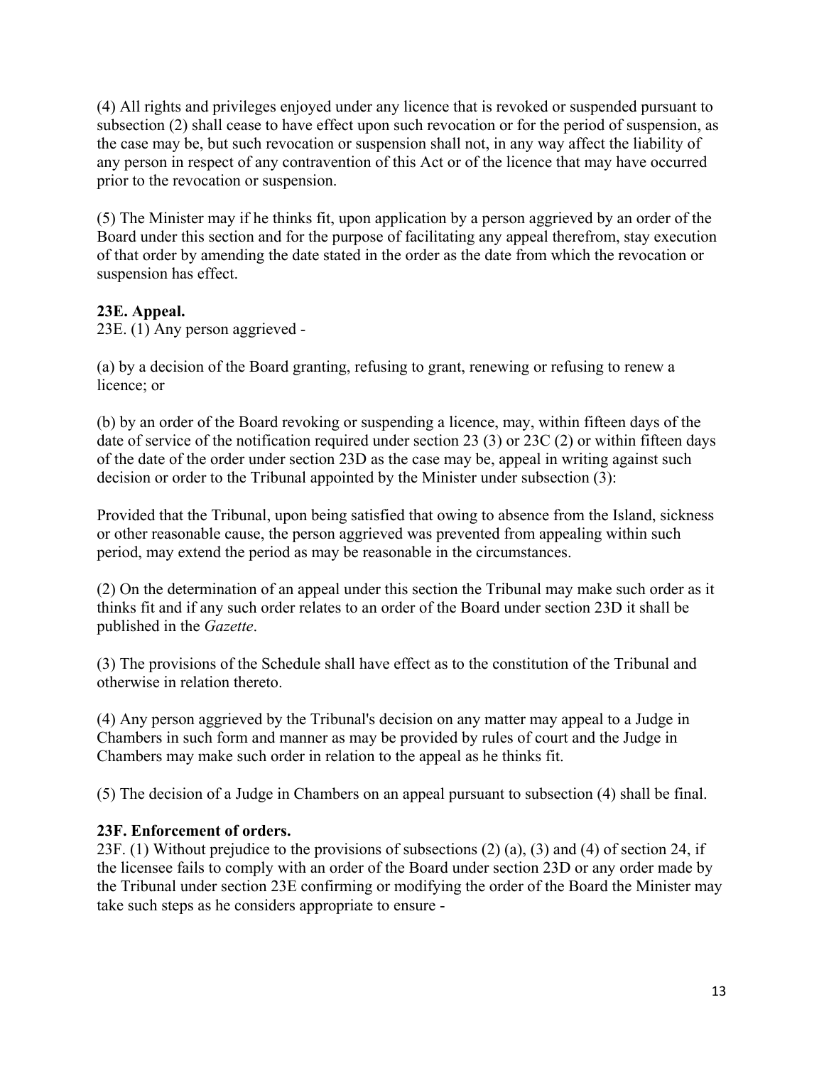(4) All rights and privileges enjoyed under any licence that is revoked or suspended pursuant to subsection (2) shall cease to have effect upon such revocation or for the period of suspension, as the case may be, but such revocation or suspension shall not, in any way affect the liability of any person in respect of any contravention of this Act or of the licence that may have occurred prior to the revocation or suspension.

(5) The Minister may if he thinks fit, upon application by a person aggrieved by an order of the Board under this section and for the purpose of facilitating any appeal therefrom, stay execution of that order by amending the date stated in the order as the date from which the revocation or suspension has effect.

**23E. Appeal.**

23E. (1) Any person aggrieved -

(a) by a decision of the Board granting, refusing to grant, renewing or refusing to renew a licence; or

(b) by an order of the Board revoking or suspending a licence, may, within fifteen days of the date of service of the notification required under section 23 (3) or 23C (2) or within fifteen days of the date of the order under section 23D as the case may be, appeal in writing against such decision or order to the Tribunal appointed by the Minister under subsection (3):

Provided that the Tribunal, upon being satisfied that owing to absence from the Island, sickness or other reasonable cause, the person aggrieved was prevented from appealing within such period, may extend the period as may be reasonable in the circumstances.

(2) On the determination of an appeal under this section the Tribunal may make such order as it thinks fit and if any such order relates to an order of the Board under section 23D it shall be published in the *Gazette*.

(3) The provisions of the Schedule shall have effect as to the constitution of the Tribunal and otherwise in relation thereto.

(4) Any person aggrieved by the Tribunal's decision on any matter may appeal to a Judge in Chambers in such form and manner as may be provided by rules of court and the Judge in Chambers may make such order in relation to the appeal as he thinks fit.

(5) The decision of a Judge in Chambers on an appeal pursuant to subsection (4) shall be final.

**23F. Enforcement of orders.**

23F. (1) Without prejudice to the provisions of subsections (2) (a), (3) and (4) of section 24, if the licensee fails to comply with an order of the Board under section 23D or any order made by the Tribunal under section 23E confirming or modifying the order of the Board the Minister may take such steps as he considers appropriate to ensure -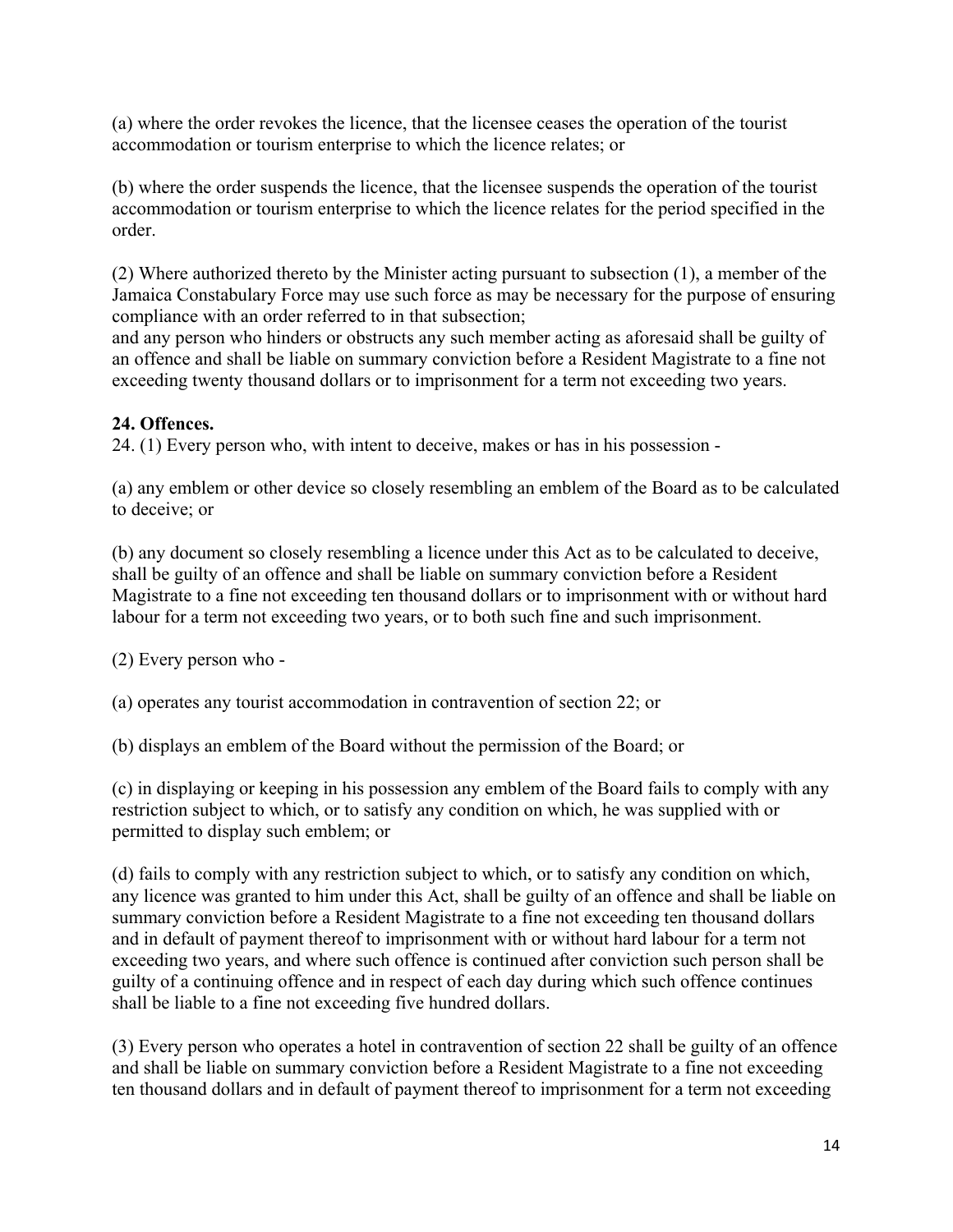(a) where the order revokes the licence, that the licensee ceases the operation of the tourist accommodation or tourism enterprise to which the licence relates; or

(b) where the order suspends the licence, that the licensee suspends the operation of the tourist accommodation or tourism enterprise to which the licence relates for the period specified in the order.

(2) Where authorized thereto by the Minister acting pursuant to subsection (1), a member of the Jamaica Constabulary Force may use such force as may be necessary for the purpose of ensuring compliance with an order referred to in that subsection;
and any person who hinders or obstructs any such member acting as aforesaid shall be guilty of an offence and shall be liable on summary conviction before a Resident Magistrate to a fine not exceeding twenty thousand dollars or to imprisonment for a term not exceeding two years.

**24. Offences.**
24. (1) Every person who, with intent to deceive, makes or has in his possession -

(a) any emblem or other device so closely resembling an emblem of the Board as to be calculated to deceive; or

(b) any document so closely resembling a licence under this Act as to be calculated to deceive, shall be guilty of an offence and shall be liable on summary conviction before a Resident Magistrate to a fine not exceeding ten thousand dollars or to imprisonment with or without hard labour for a term not exceeding two years, or to both such fine and such imprisonment.

(2) Every person who -

(a) operates any tourist accommodation in contravention of section 22; or

(b) displays an emblem of the Board without the permission of the Board; or

(c) in displaying or keeping in his possession any emblem of the Board fails to comply with any restriction subject to which, or to satisfy any condition on which, he was supplied with or permitted to display such emblem; or

(d) fails to comply with any restriction subject to which, or to satisfy any condition on which, any licence was granted to him under this Act, shall be guilty of an offence and shall be liable on summary conviction before a Resident Magistrate to a fine not exceeding ten thousand dollars and in default of payment thereof to imprisonment with or without hard labour for a term not exceeding two years, and where such offence is continued after conviction such person shall be guilty of a continuing offence and in respect of each day during which such offence continues shall be liable to a fine not exceeding five hundred dollars.

(3) Every person who operates a hotel in contravention of section 22 shall be guilty of an offence and shall be liable on summary conviction before a Resident Magistrate to a fine not exceeding ten thousand dollars and in default of payment thereof to imprisonment for a term not exceeding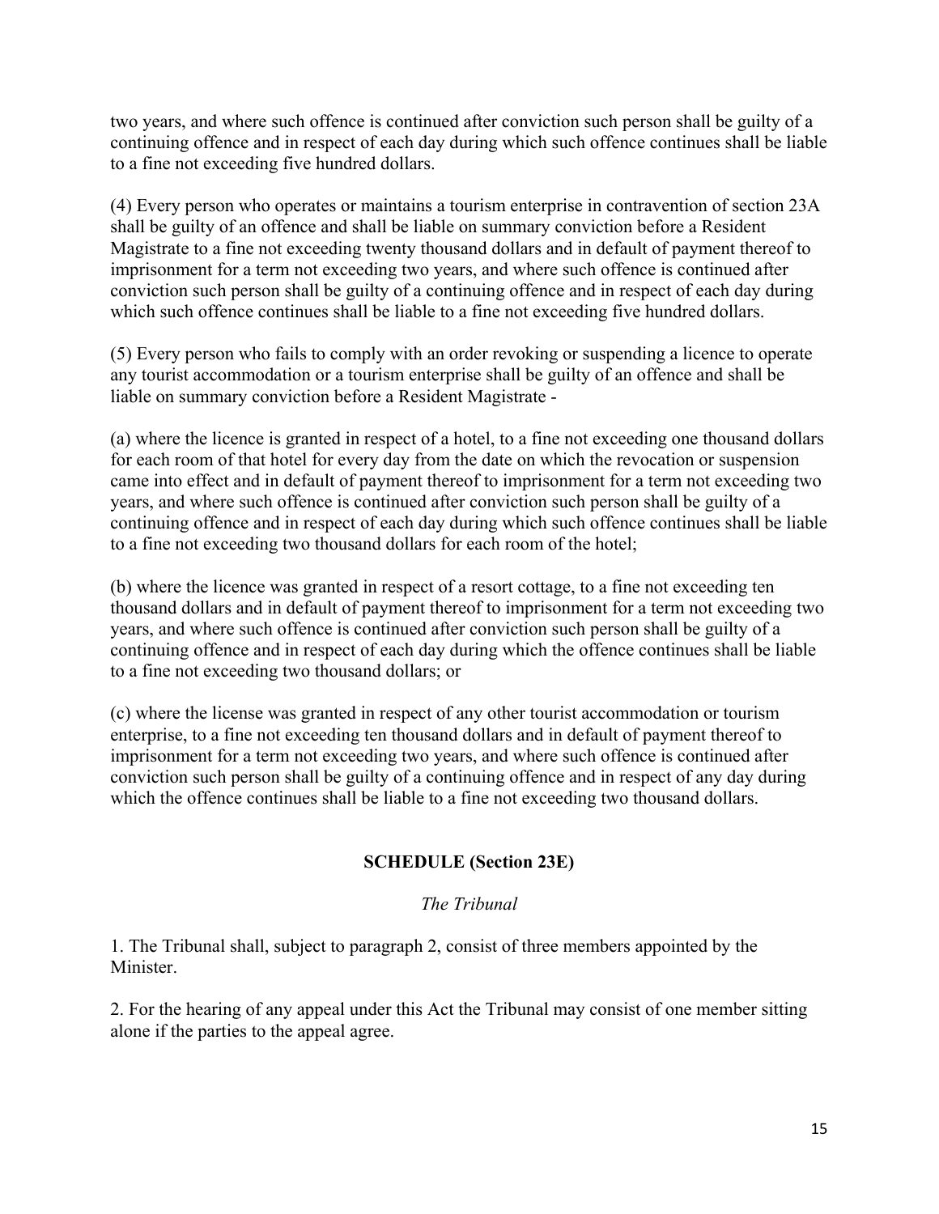two years, and where such offence is continued after conviction such person shall be guilty of a continuing offence and in respect of each day during which such offence continues shall be liable to a fine not exceeding five hundred dollars.

(4) Every person who operates or maintains a tourism enterprise in contravention of section 23A shall be guilty of an offence and shall be liable on summary conviction before a Resident Magistrate to a fine not exceeding twenty thousand dollars and in default of payment thereof to imprisonment for a term not exceeding two years, and where such offence is continued after conviction such person shall be guilty of a continuing offence and in respect of each day during which such offence continues shall be liable to a fine not exceeding five hundred dollars.

(5) Every person who fails to comply with an order revoking or suspending a licence to operate any tourist accommodation or a tourism enterprise shall be guilty of an offence and shall be liable on summary conviction before a Resident Magistrate -

(a) where the licence is granted in respect of a hotel, to a fine not exceeding one thousand dollars for each room of that hotel for every day from the date on which the revocation or suspension came into effect and in default of payment thereof to imprisonment for a term not exceeding two years, and where such offence is continued after conviction such person shall be guilty of a continuing offence and in respect of each day during which such offence continues shall be liable to a fine not exceeding two thousand dollars for each room of the hotel;

(b) where the licence was granted in respect of a resort cottage, to a fine not exceeding ten thousand dollars and in default of payment thereof to imprisonment for a term not exceeding two years, and where such offence is continued after conviction such person shall be guilty of a continuing offence and in respect of each day during which the offence continues shall be liable to a fine not exceeding two thousand dollars; or

(c) where the license was granted in respect of any other tourist accommodation or tourism enterprise, to a fine not exceeding ten thousand dollars and in default of payment thereof to imprisonment for a term not exceeding two years, and where such offence is continued after conviction such person shall be guilty of a continuing offence and in respect of any day during which the offence continues shall be liable to a fine not exceeding two thousand dollars.

## SCHEDULE (Section 23E)

*The Tribunal*

1. The Tribunal shall, subject to paragraph 2, consist of three members appointed by the Minister.

2. For the hearing of any appeal under this Act the Tribunal may consist of one member sitting alone if the parties to the appeal agree.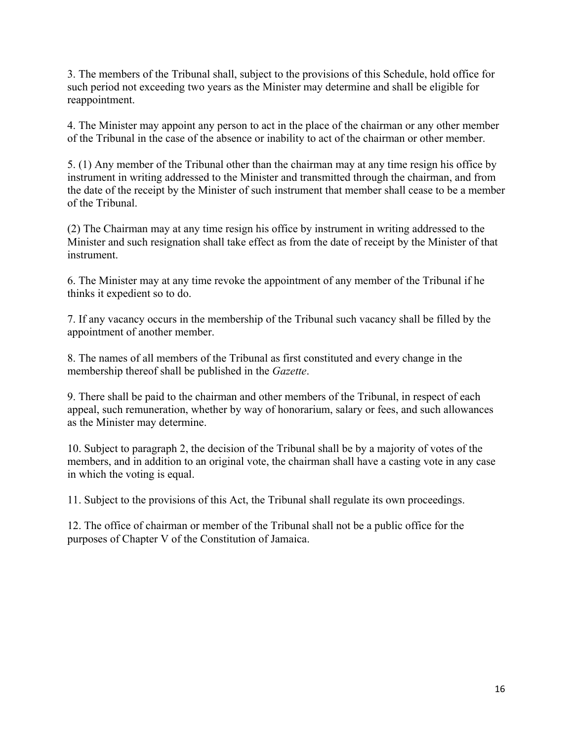3. The members of the Tribunal shall, subject to the provisions of this Schedule, hold office for such period not exceeding two years as the Minister may determine and shall be eligible for reappointment.

4. The Minister may appoint any person to act in the place of the chairman or any other member of the Tribunal in the case of the absence or inability to act of the chairman or other member.

5. (1) Any member of the Tribunal other than the chairman may at any time resign his office by instrument in writing addressed to the Minister and transmitted through the chairman, and from the date of the receipt by the Minister of such instrument that member shall cease to be a member of the Tribunal.

(2) The Chairman may at any time resign his office by instrument in writing addressed to the Minister and such resignation shall take effect as from the date of receipt by the Minister of that instrument.

6. The Minister may at any time revoke the appointment of any member of the Tribunal if he thinks it expedient so to do.

7. If any vacancy occurs in the membership of the Tribunal such vacancy shall be filled by the appointment of another member.

8. The names of all members of the Tribunal as first constituted and every change in the membership thereof shall be published in the *Gazette*.

9. There shall be paid to the chairman and other members of the Tribunal, in respect of each appeal, such remuneration, whether by way of honorarium, salary or fees, and such allowances as the Minister may determine.

10. Subject to paragraph 2, the decision of the Tribunal shall be by a majority of votes of the members, and in addition to an original vote, the chairman shall have a casting vote in any case in which the voting is equal.

11. Subject to the provisions of this Act, the Tribunal shall regulate its own proceedings.

12. The office of chairman or member of the Tribunal shall not be a public office for the purposes of Chapter V of the Constitution of Jamaica.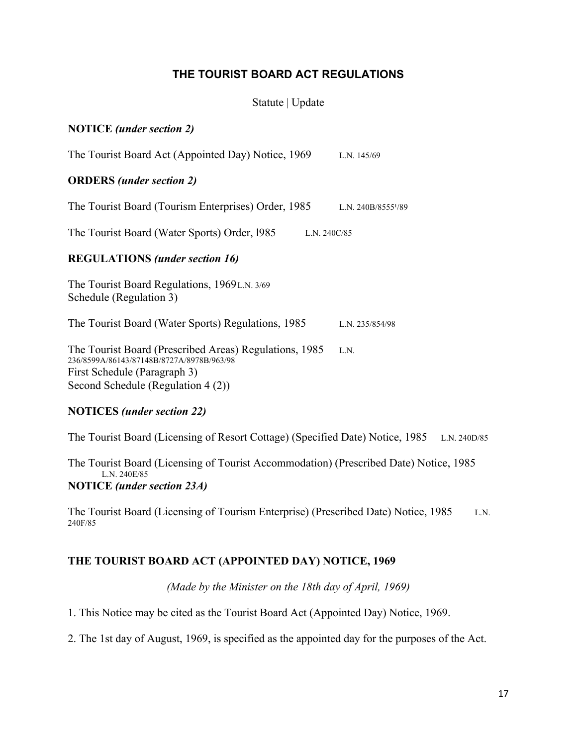## THE TOURIST BOARD ACT REGULATIONS

Statute | Update

**NOTICE** ***(under section 2)***

The Tourist Board Act (Appointed Day) Notice, 1969 L.N. 145/69

**ORDERS** ***(under section 2)***

The Tourist Board (Tourism Enterprises) Order, 1985 L.N. 240B/8555[1]/89

The Tourist Board (Water Sports) Order, l985 L.N. 240C/85

**REGULATIONS** ***(under section 16)***

The Tourist Board Regulations, 1969 L.N. 3/69
Schedule (Regulation 3)

The Tourist Board (Water Sports) Regulations, 1985 L.N. 235/854/98

The Tourist Board (Prescribed Areas) Regulations, 1985 L.N. 236/8599A/86143/87148B/8727A/8978B/963/98
First Schedule (Paragraph 3)
Second Schedule (Regulation 4 (2))

**NOTICES** ***(under section 22)***

The Tourist Board (Licensing of Resort Cottage) (Specified Date) Notice, 1985 L.N. 240D/85

The Tourist Board (Licensing of Tourist Accommodation) (Prescribed Date) Notice, 1985 L.N. 240E/85

**NOTICE** ***(under section 23A)***

The Tourist Board (Licensing of Tourism Enterprise) (Prescribed Date) Notice, 1985 L.N. 240F/85

### THE TOURIST BOARD ACT (APPOINTED DAY) NOTICE, 1969

*(Made by the Minister on the 18th day of April, 1969)*

1. This Notice may be cited as the Tourist Board Act (Appointed Day) Notice, 1969.

2. The 1st day of August, 1969, is specified as the appointed day for the purposes of the Act.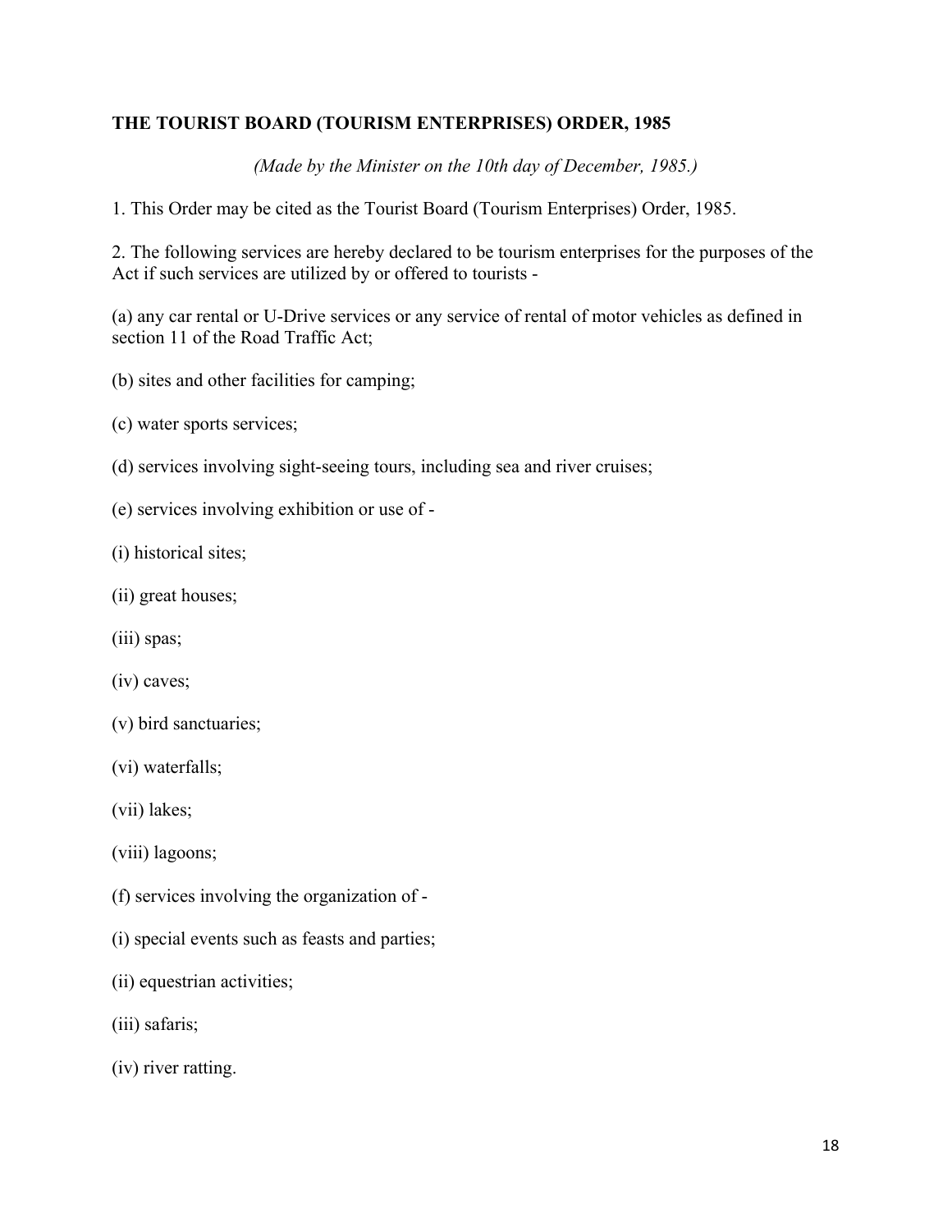**THE TOURIST BOARD (TOURISM ENTERPRISES) ORDER, 1985**

*(Made by the Minister on the 10th day of December, 1985.)*

1. This Order may be cited as the Tourist Board (Tourism Enterprises) Order, 1985.

2. The following services are hereby declared to be tourism enterprises for the purposes of the Act if such services are utilized by or offered to tourists -

(a) any car rental or U-Drive services or any service of rental of motor vehicles as defined in section 11 of the Road Traffic Act;

(b) sites and other facilities for camping;

(c) water sports services;

(d) services involving sight-seeing tours, including sea and river cruises;

(e) services involving exhibition or use of -

(i) historical sites;

(ii) great houses;

(iii) spas;

(iv) caves;

(v) bird sanctuaries;

(vi) waterfalls;

(vii) lakes;

(viii) lagoons;

(f) services involving the organization of -

(i) special events such as feasts and parties;

(ii) equestrian activities;

(iii) safaris;

(iv) river ratting.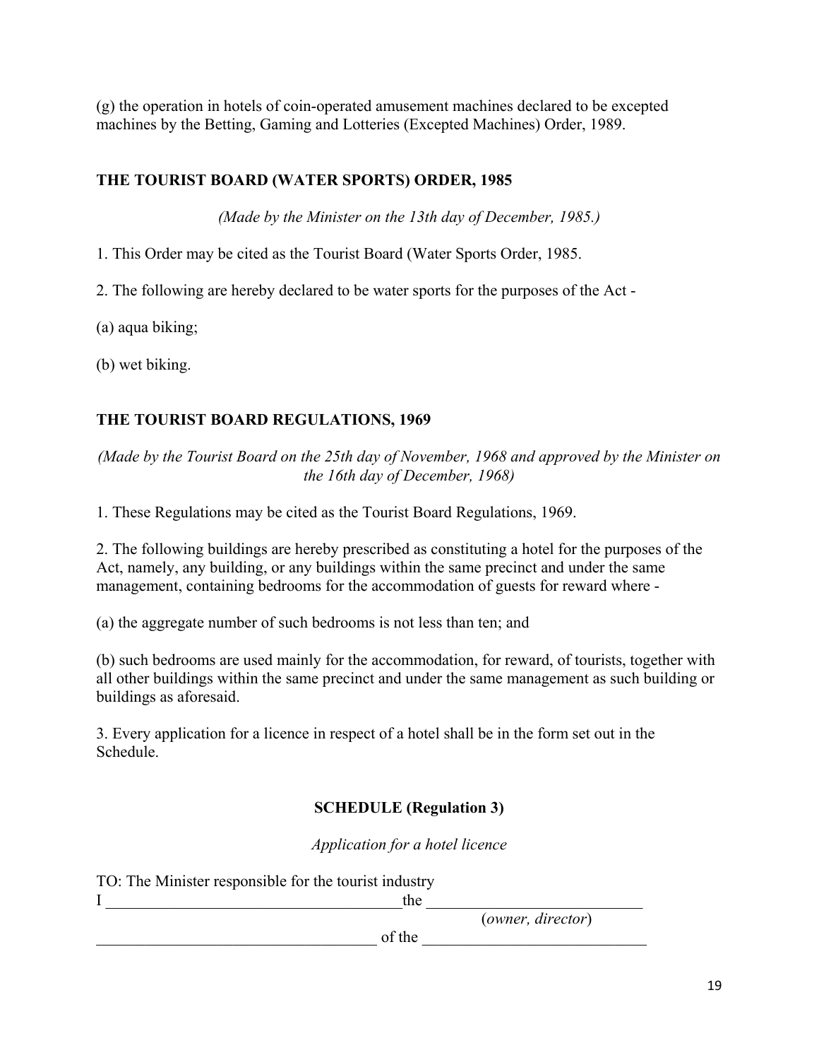(g) the operation in hotels of coin-operated amusement machines declared to be excepted machines by the Betting, Gaming and Lotteries (Excepted Machines) Order, 1989.

## THE TOURIST BOARD (WATER SPORTS) ORDER, 1985

*(Made by the Minister on the 13th day of December, 1985.)*

1. This Order may be cited as the Tourist Board (Water Sports Order, 1985.

2. The following are hereby declared to be water sports for the purposes of the Act -

(a) aqua biking;

(b) wet biking.

## THE TOURIST BOARD REGULATIONS, 1969

*(Made by the Tourist Board on the 25th day of November, 1968 and approved by the Minister on the 16th day of December, 1968)*

1. These Regulations may be cited as the Tourist Board Regulations, 1969.

2. The following buildings are hereby prescribed as constituting a hotel for the purposes of the Act, namely, any building, or any buildings within the same precinct and under the same management, containing bedrooms for the accommodation of guests for reward where -

(a) the aggregate number of such bedrooms is not less than ten; and

(b) such bedrooms are used mainly for the accommodation, for reward, of tourists, together with all other buildings within the same precinct and under the same management as such building or buildings as aforesaid.

3. Every application for a licence in respect of a hotel shall be in the form set out in the Schedule.

### SCHEDULE (Regulation 3)

*Application for a hotel licence*

TO: The Minister responsible for the tourist industry

I ______________________________________the ___________________________
(*owner, director*)

___________________________________ of the ____________________________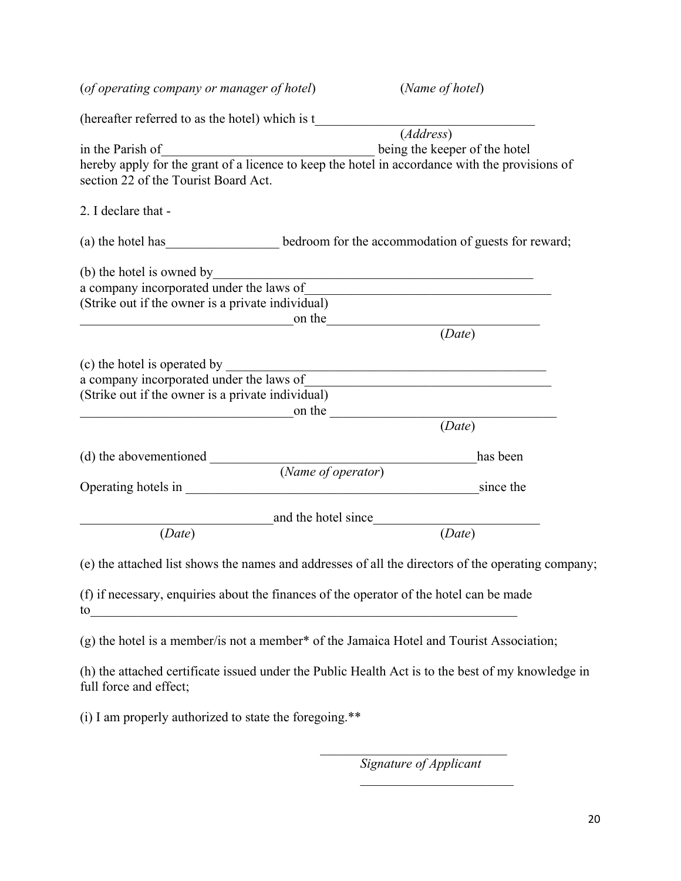(*of operating company or manager of hotel*) (*Name of hotel*)

(hereafter referred to as the hotel) which is t_________________________________
(*Address*)

in the Parish of________________________________ being the keeper of the hotel hereby apply for the grant of a licence to keep the hotel in accordance with the provisions of section 22 of the Tourist Board Act.

2. I declare that -

(a) the hotel has_________________ bedroom for the accommodation of guests for reward;

(b) the hotel is owned by_______________________________________________
a company incorporated under the laws of_____________________________________
(Strike out if the owner is a private individual)
_________________________________on the_______________________________
(*Date*)

(c) the hotel is operated by _______________________________________________
a company incorporated under the laws of_____________________________________
(Strike out if the owner is a private individual)
_________________________________on the _________________________________
(*Date*)

(d) the abovementioned ________________________________________has been
(*Name of operator*)
Operating hotels in _____________________________________________since the

_____________________________and the hotel since________________________
(*Date*) (*Date*)

(e) the attached list shows the names and addresses of all the directors of the operating company;

(f) if necessary, enquiries about the finances of the operator of the hotel can be made to_________________________________________________________________

(g) the hotel is a member/is not a member* of the Jamaica Hotel and Tourist Association;

(h) the attached certificate issued under the Public Health Act is to the best of my knowledge in full force and effect;

(i) I am properly authorized to state the foregoing.**

_____________________________
*Signature of Applicant*
________________________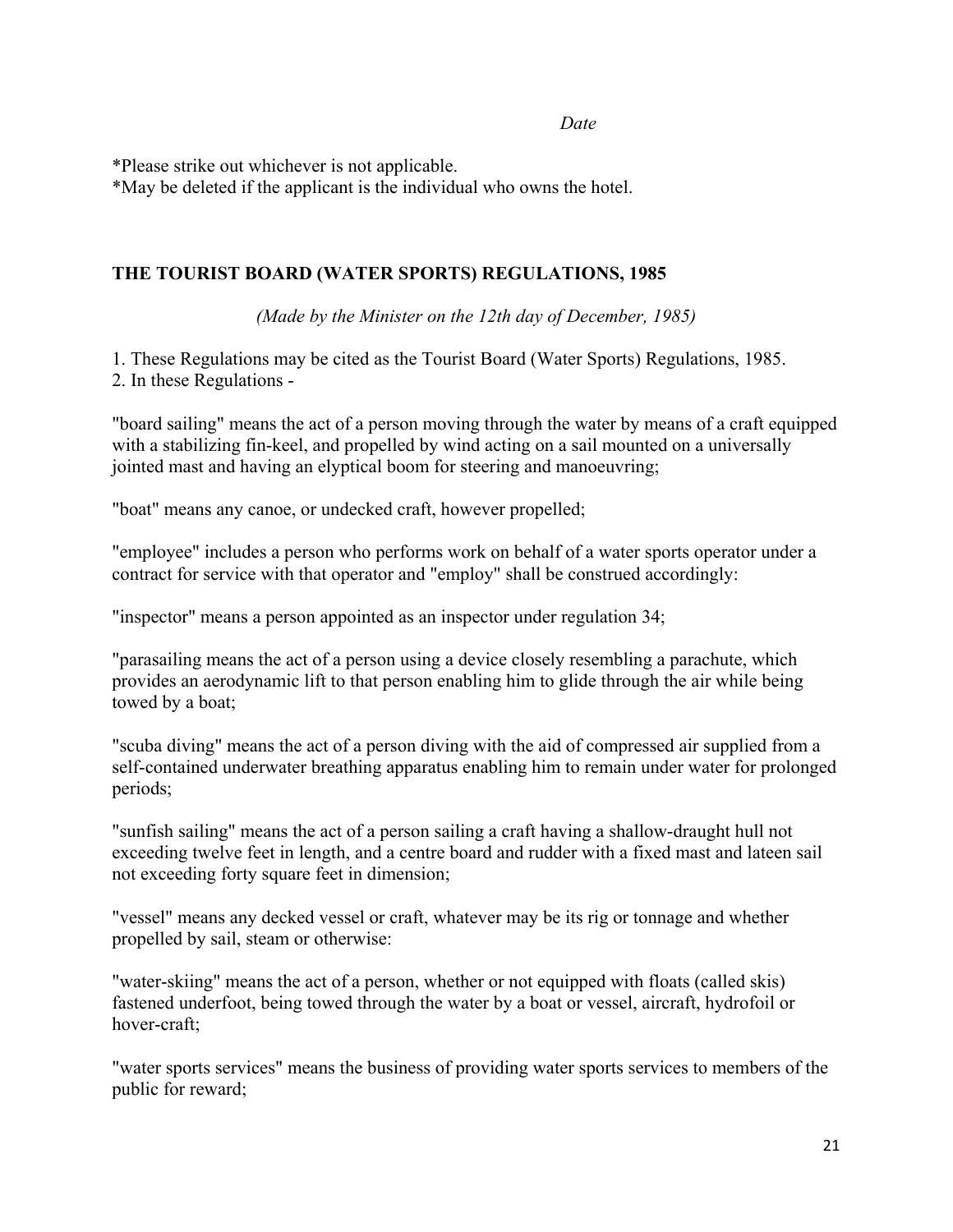*Date*

*Please strike out whichever is not applicable.
*May be deleted if the applicant is the individual who owns the hotel.

## THE TOURIST BOARD (WATER SPORTS) REGULATIONS, 1985

*(Made by the Minister on the 12th day of December, 1985)*

1. These Regulations may be cited as the Tourist Board (Water Sports) Regulations, 1985.
2. In these Regulations -

"board sailing" means the act of a person moving through the water by means of a craft equipped with a stabilizing fin-keel, and propelled by wind acting on a sail mounted on a universally jointed mast and having an elyptical boom for steering and manoeuvring;

"boat" means any canoe, or undecked craft, however propelled;

"employee" includes a person who performs work on behalf of a water sports operator under a contract for service with that operator and "employ" shall be construed accordingly:

"inspector" means a person appointed as an inspector under regulation 34;

"parasailing means the act of a person using a device closely resembling a parachute, which provides an aerodynamic lift to that person enabling him to glide through the air while being towed by a boat;

"scuba diving" means the act of a person diving with the aid of compressed air supplied from a self-contained underwater breathing apparatus enabling him to remain under water for prolonged periods;

"sunfish sailing" means the act of a person sailing a craft having a shallow-draught hull not exceeding twelve feet in length, and a centre board and rudder with a fixed mast and lateen sail not exceeding forty square feet in dimension;

"vessel" means any decked vessel or craft, whatever may be its rig or tonnage and whether propelled by sail, steam or otherwise:

"water-skiing" means the act of a person, whether or not equipped with floats (called skis) fastened underfoot, being towed through the water by a boat or vessel, aircraft, hydrofoil or hover-craft;

"water sports services" means the business of providing water sports services to members of the public for reward;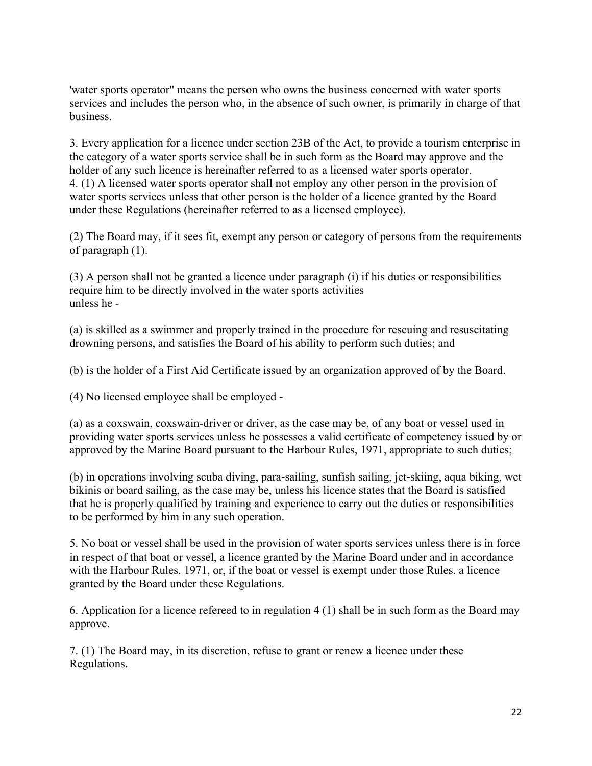'water sports operator" means the person who owns the business concerned with water sports services and includes the person who, in the absence of such owner, is primarily in charge of that business.

3. Every application for a licence under section 23B of the Act, to provide a tourism enterprise in the category of a water sports service shall be in such form as the Board may approve and the holder of any such licence is hereinafter referred to as a licensed water sports operator.
4. (1) A licensed water sports operator shall not employ any other person in the provision of water sports services unless that other person is the holder of a licence granted by the Board under these Regulations (hereinafter referred to as a licensed employee).

(2) The Board may, if it sees fit, exempt any person or category of persons from the requirements of paragraph (1).

(3) A person shall not be granted a licence under paragraph (i) if his duties or responsibilities require him to be directly involved in the water sports activities
unless he -

(a) is skilled as a swimmer and properly trained in the procedure for rescuing and resuscitating drowning persons, and satisfies the Board of his ability to perform such duties; and

(b) is the holder of a First Aid Certificate issued by an organization approved of by the Board.

(4) No licensed employee shall be employed -

(a) as a coxswain, coxswain-driver or driver, as the case may be, of any boat or vessel used in providing water sports services unless he possesses a valid certificate of competency issued by or approved by the Marine Board pursuant to the Harbour Rules, 1971, appropriate to such duties;

(b) in operations involving scuba diving, para-sailing, sunfish sailing, jet-skiing, aqua biking, wet bikinis or board sailing, as the case may be, unless his licence states that the Board is satisfied that he is properly qualified by training and experience to carry out the duties or responsibilities to be performed by him in any such operation.

5. No boat or vessel shall be used in the provision of water sports services unless there is in force in respect of that boat or vessel, a licence granted by the Marine Board under and in accordance with the Harbour Rules. 1971, or, if the boat or vessel is exempt under those Rules. a licence granted by the Board under these Regulations.

6. Application for a licence refereed to in regulation 4 (1) shall be in such form as the Board may approve.

7. (1) The Board may, in its discretion, refuse to grant or renew a licence under these Regulations.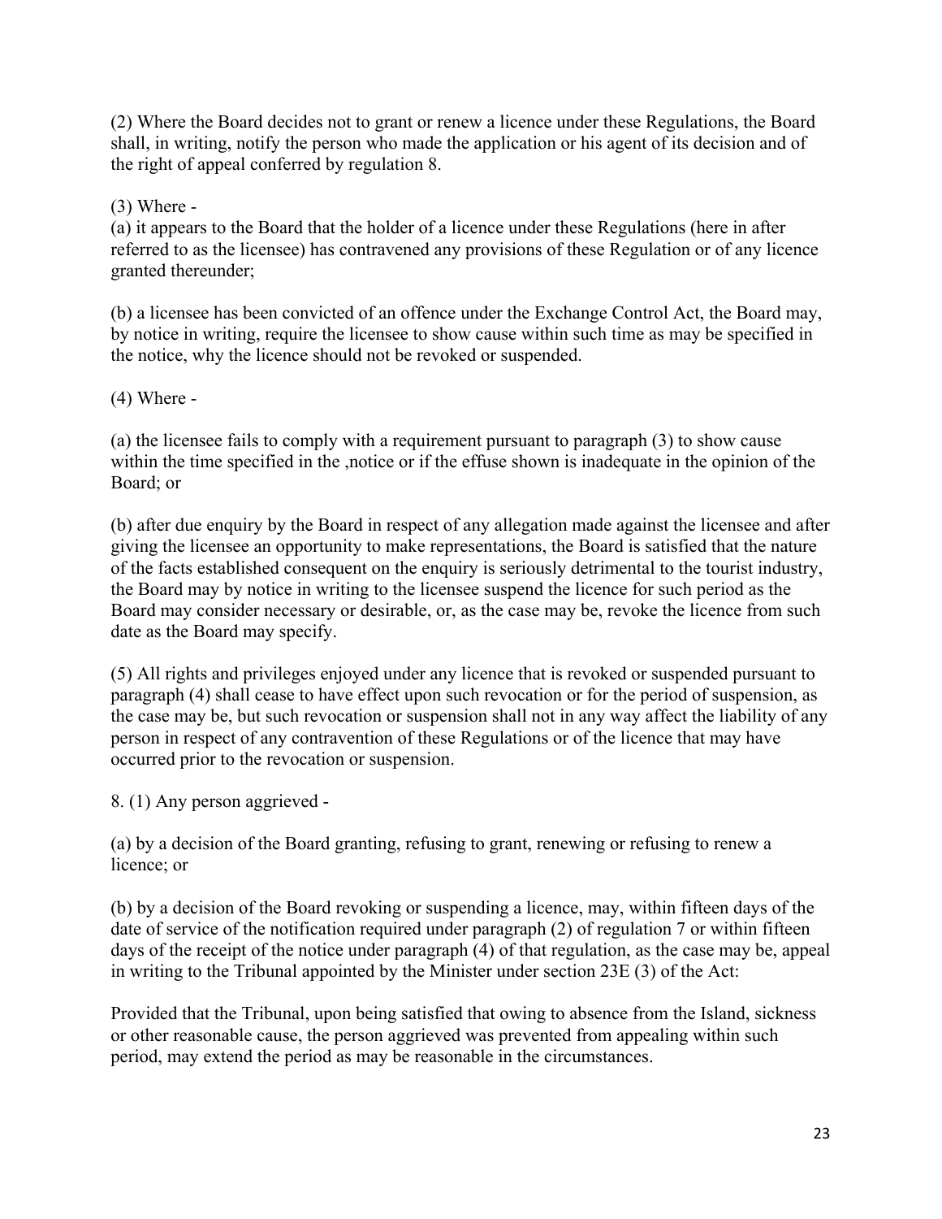(2) Where the Board decides not to grant or renew a licence under these Regulations, the Board shall, in writing, notify the person who made the application or his agent of its decision and of the right of appeal conferred by regulation 8.

(3) Where -
(a) it appears to the Board that the holder of a licence under these Regulations (here in after referred to as the licensee) has contravened any provisions of these Regulation or of any licence granted thereunder;

(b) a licensee has been convicted of an offence under the Exchange Control Act, the Board may, by notice in writing, require the licensee to show cause within such time as may be specified in the notice, why the licence should not be revoked or suspended.

(4) Where -

(a) the licensee fails to comply with a requirement pursuant to paragraph (3) to show cause within the time specified in the ,notice or if the effuse shown is inadequate in the opinion of the Board; or

(b) after due enquiry by the Board in respect of any allegation made against the licensee and after giving the licensee an opportunity to make representations, the Board is satisfied that the nature of the facts established consequent on the enquiry is seriously detrimental to the tourist industry, the Board may by notice in writing to the licensee suspend the licence for such period as the Board may consider necessary or desirable, or, as the case may be, revoke the licence from such date as the Board may specify.

(5) All rights and privileges enjoyed under any licence that is revoked or suspended pursuant to paragraph (4) shall cease to have effect upon such revocation or for the period of suspension, as the case may be, but such revocation or suspension shall not in any way affect the liability of any person in respect of any contravention of these Regulations or of the licence that may have occurred prior to the revocation or suspension.

8. (1) Any person aggrieved -

(a) by a decision of the Board granting, refusing to grant, renewing or refusing to renew a licence; or

(b) by a decision of the Board revoking or suspending a licence, may, within fifteen days of the date of service of the notification required under paragraph (2) of regulation 7 or within fifteen days of the receipt of the notice under paragraph (4) of that regulation, as the case may be, appeal in writing to the Tribunal appointed by the Minister under section 23E (3) of the Act:

Provided that the Tribunal, upon being satisfied that owing to absence from the Island, sickness or other reasonable cause, the person aggrieved was prevented from appealing within such period, may extend the period as may be reasonable in the circumstances.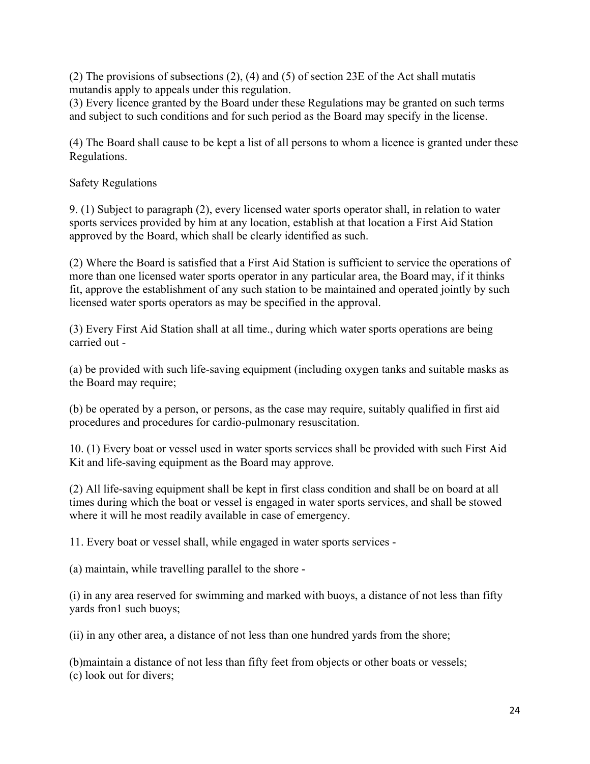(2) The provisions of subsections (2), (4) and (5) of section 23E of the Act shall mutatis mutandis apply to appeals under this regulation.
(3) Every licence granted by the Board under these Regulations may be granted on such terms and subject to such conditions and for such period as the Board may specify in the license.

(4) The Board shall cause to be kept a list of all persons to whom a licence is granted under these Regulations.

Safety Regulations

9. (1) Subject to paragraph (2), every licensed water sports operator shall, in relation to water sports services provided by him at any location, establish at that location a First Aid Station approved by the Board, which shall be clearly identified as such.

(2) Where the Board is satisfied that a First Aid Station is sufficient to service the operations of more than one licensed water sports operator in any particular area, the Board may, if it thinks fit, approve the establishment of any such station to be maintained and operated jointly by such licensed water sports operators as may be specified in the approval.

(3) Every First Aid Station shall at all time., during which water sports operations are being carried out -

(a) be provided with such life-saving equipment (including oxygen tanks and suitable masks as the Board may require;

(b) be operated by a person, or persons, as the case may require, suitably qualified in first aid procedures and procedures for cardio-pulmonary resuscitation.

10. (1) Every boat or vessel used in water sports services shall be provided with such First Aid Kit and life-saving equipment as the Board may approve.

(2) All life-saving equipment shall be kept in first class condition and shall be on board at all times during which the boat or vessel is engaged in water sports services, and shall be stowed where it will he most readily available in case of emergency.

11. Every boat or vessel shall, while engaged in water sports services -

(a) maintain, while travelling parallel to the shore -

(i) in any area reserved for swimming and marked with buoys, a distance of not less than fifty yards fron1 such buoys;

(ii) in any other area, a distance of not less than one hundred yards from the shore;

(b)maintain a distance of not less than fifty feet from objects or other boats or vessels;
(c) look out for divers;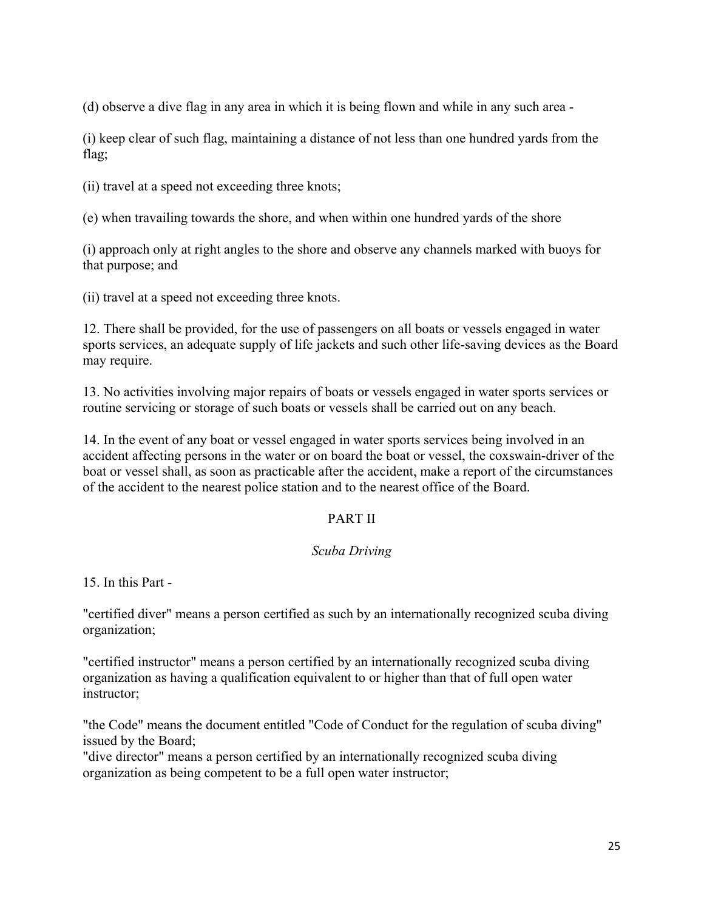(d) observe a dive flag in any area in which it is being flown and while in any such area -

(i) keep clear of such flag, maintaining a distance of not less than one hundred yards from the flag;

(ii) travel at a speed not exceeding three knots;

(e) when travailing towards the shore, and when within one hundred yards of the shore

(i) approach only at right angles to the shore and observe any channels marked with buoys for that purpose; and

(ii) travel at a speed not exceeding three knots.

12. There shall be provided, for the use of passengers on all boats or vessels engaged in water sports services, an adequate supply of life jackets and such other life-saving devices as the Board may require.

13. No activities involving major repairs of boats or vessels engaged in water sports services or routine servicing or storage of such boats or vessels shall be carried out on any beach.

14. In the event of any boat or vessel engaged in water sports services being involved in an accident affecting persons in the water or on board the boat or vessel, the coxswain-driver of the boat or vessel shall, as soon as practicable after the accident, make a report of the circumstances of the accident to the nearest police station and to the nearest office of the Board.

## PART II

### *Scuba Driving*

15. In this Part -

"certified diver" means a person certified as such by an internationally recognized scuba diving organization;

"certified instructor" means a person certified by an internationally recognized scuba diving organization as having a qualification equivalent to or higher than that of full open water instructor;

"the Code" means the document entitled "Code of Conduct for the regulation of scuba diving" issued by the Board;

"dive director" means a person certified by an internationally recognized scuba diving organization as being competent to be a full open water instructor;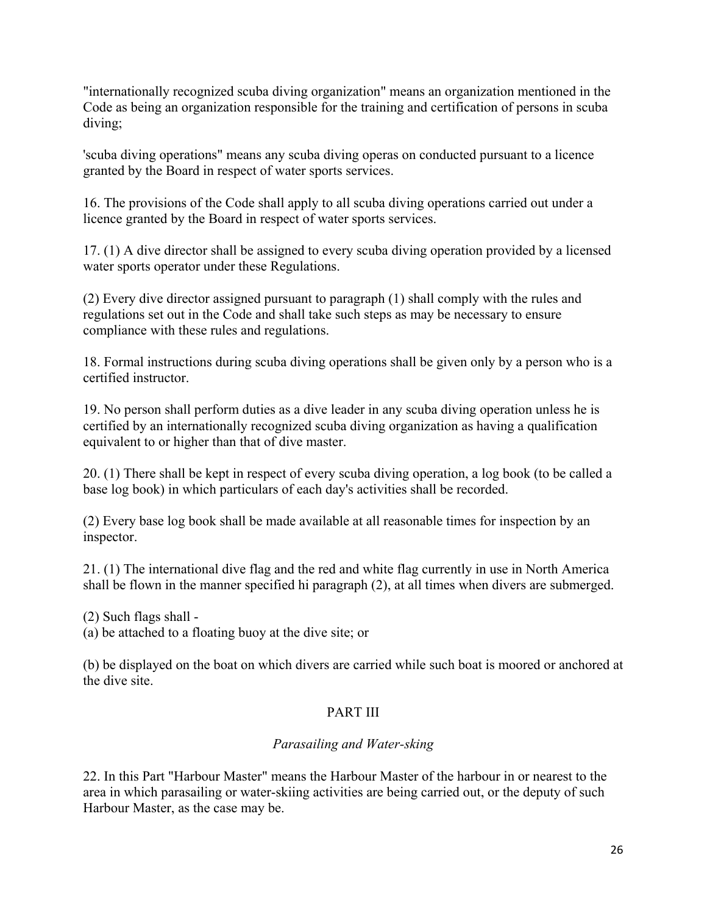"internationally recognized scuba diving organization" means an organization mentioned in the Code as being an organization responsible for the training and certification of persons in scuba diving;

'scuba diving operations" means any scuba diving operas on conducted pursuant to a licence granted by the Board in respect of water sports services.

16. The provisions of the Code shall apply to all scuba diving operations carried out under a licence granted by the Board in respect of water sports services.

17. (1) A dive director shall be assigned to every scuba diving operation provided by a licensed water sports operator under these Regulations.

(2) Every dive director assigned pursuant to paragraph (1) shall comply with the rules and regulations set out in the Code and shall take such steps as may be necessary to ensure compliance with these rules and regulations.

18. Formal instructions during scuba diving operations shall be given only by a person who is a certified instructor.

19. No person shall perform duties as a dive leader in any scuba diving operation unless he is certified by an internationally recognized scuba diving organization as having a qualification equivalent to or higher than that of dive master.

20. (1) There shall be kept in respect of every scuba diving operation, a log book (to be called a base log book) in which particulars of each day's activities shall be recorded.

(2) Every base log book shall be made available at all reasonable times for inspection by an inspector.

21. (1) The international dive flag and the red and white flag currently in use in North America shall be flown in the manner specified hi paragraph (2), at all times when divers are submerged.

(2) Such flags shall -
(a) be attached to a floating buoy at the dive site; or

(b) be displayed on the boat on which divers are carried while such boat is moored or anchored at the dive site.

## PART III

### *Parasailing and Water-sking*

22. In this Part "Harbour Master" means the Harbour Master of the harbour in or nearest to the area in which parasailing or water-skiing activities are being carried out, or the deputy of such Harbour Master, as the case may be.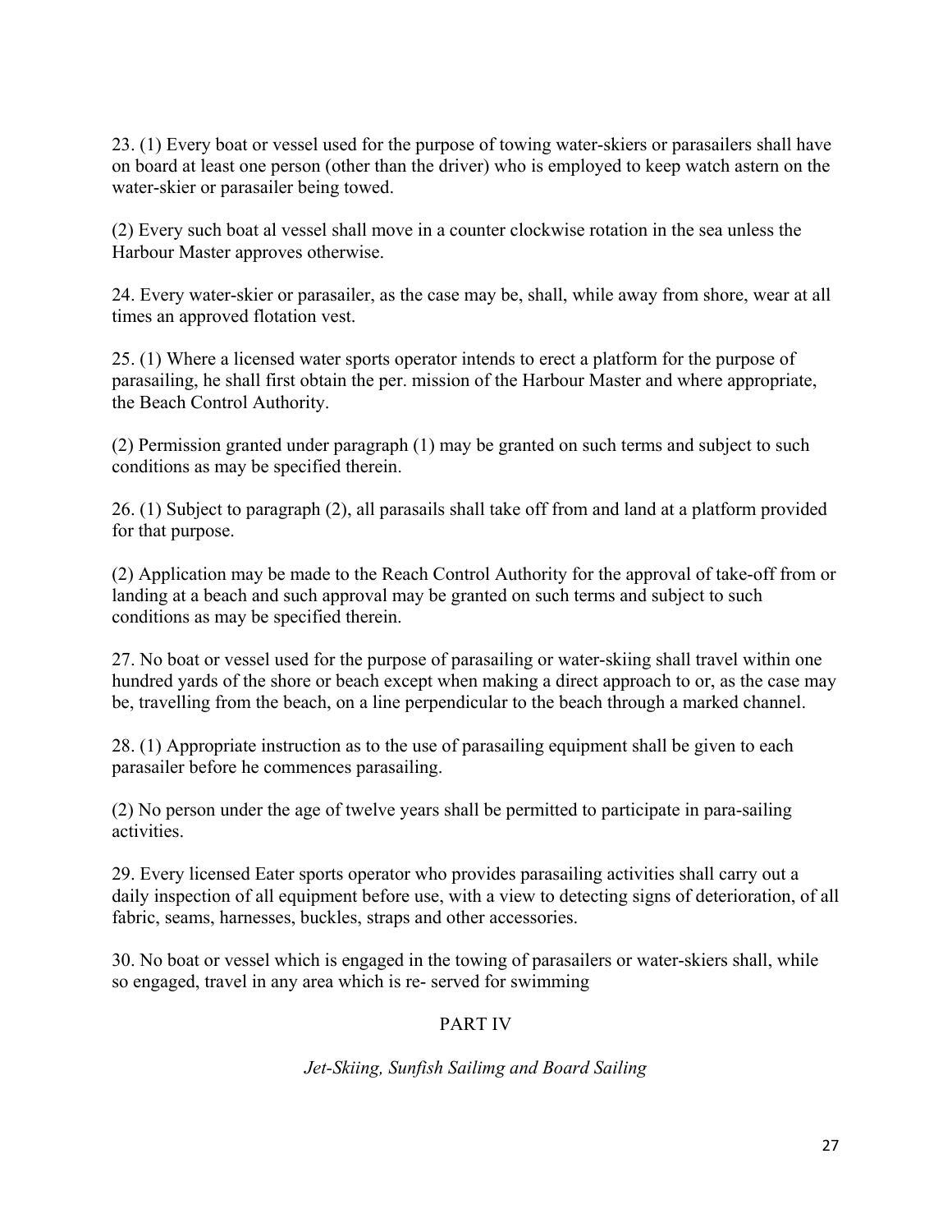23. (1) Every boat or vessel used for the purpose of towing water-skiers or parasailers shall have on board at least one person (other than the driver) who is employed to keep watch astern on the water-skier or parasailer being towed.

(2) Every such boat al vessel shall move in a counter clockwise rotation in the sea unless the Harbour Master approves otherwise.

24. Every water-skier or parasailer, as the case may be, shall, while away from shore, wear at all times an approved flotation vest.

25. (1) Where a licensed water sports operator intends to erect a platform for the purpose of parasailing, he shall first obtain the per. mission of the Harbour Master and where appropriate, the Beach Control Authority.

(2) Permission granted under paragraph (1) may be granted on such terms and subject to such conditions as may be specified therein.

26. (1) Subject to paragraph (2), all parasails shall take off from and land at a platform provided for that purpose.

(2) Application may be made to the Reach Control Authority for the approval of take-off from or landing at a beach and such approval may be granted on such terms and subject to such conditions as may be specified therein.

27. No boat or vessel used for the purpose of parasailing or water-skiing shall travel within one hundred yards of the shore or beach except when making a direct approach to or, as the case may be, travelling from the beach, on a line perpendicular to the beach through a marked channel.

28. (1) Appropriate instruction as to the use of parasailing equipment shall be given to each parasailer before he commences parasailing.

(2) No person under the age of twelve years shall be permitted to participate in para-sailing activities.

29. Every licensed Eater sports operator who provides parasailing activities shall carry out a daily inspection of all equipment before use, with a view to detecting signs of deterioration, of all fabric, seams, harnesses, buckles, straps and other accessories.

30. No boat or vessel which is engaged in the towing of parasailers or water-skiers shall, while so engaged, travel in any area which is re- served for swimming

## PART IV

*Jet-Skiing, Sunfish Sailimg and Board Sailing*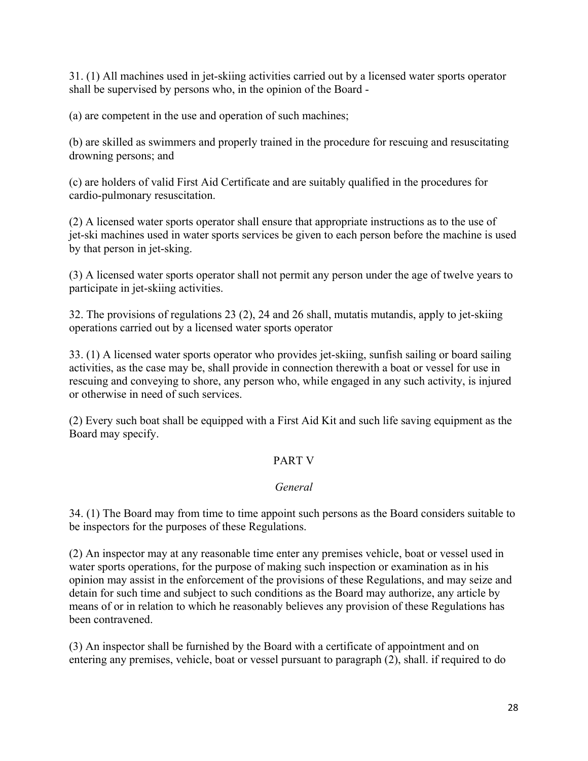31. (1) All machines used in jet-skiing activities carried out by a licensed water sports operator shall be supervised by persons who, in the opinion of the Board -

(a) are competent in the use and operation of such machines;

(b) are skilled as swimmers and properly trained in the procedure for rescuing and resuscitating drowning persons; and

(c) are holders of valid First Aid Certificate and are suitably qualified in the procedures for cardio-pulmonary resuscitation.

(2) A licensed water sports operator shall ensure that appropriate instructions as to the use of jet-ski machines used in water sports services be given to each person before the machine is used by that person in jet-sking.

(3) A licensed water sports operator shall not permit any person under the age of twelve years to participate in jet-skiing activities.

32. The provisions of regulations 23 (2), 24 and 26 shall, mutatis mutandis, apply to jet-skiing operations carried out by a licensed water sports operator

33. (1) A licensed water sports operator who provides jet-skiing, sunfish sailing or board sailing activities, as the case may be, shall provide in connection therewith a boat or vessel for use in rescuing and conveying to shore, any person who, while engaged in any such activity, is injured or otherwise in need of such services.

(2) Every such boat shall be equipped with a First Aid Kit and such life saving equipment as the Board may specify.

## PART V

### *General*

34. (1) The Board may from time to time appoint such persons as the Board considers suitable to be inspectors for the purposes of these Regulations.

(2) An inspector may at any reasonable time enter any premises vehicle, boat or vessel used in water sports operations, for the purpose of making such inspection or examination as in his opinion may assist in the enforcement of the provisions of these Regulations, and may seize and detain for such time and subject to such conditions as the Board may authorize, any article by means of or in relation to which he reasonably believes any provision of these Regulations has been contravened.

(3) An inspector shall be furnished by the Board with a certificate of appointment and on entering any premises, vehicle, boat or vessel pursuant to paragraph (2), shall. if required to do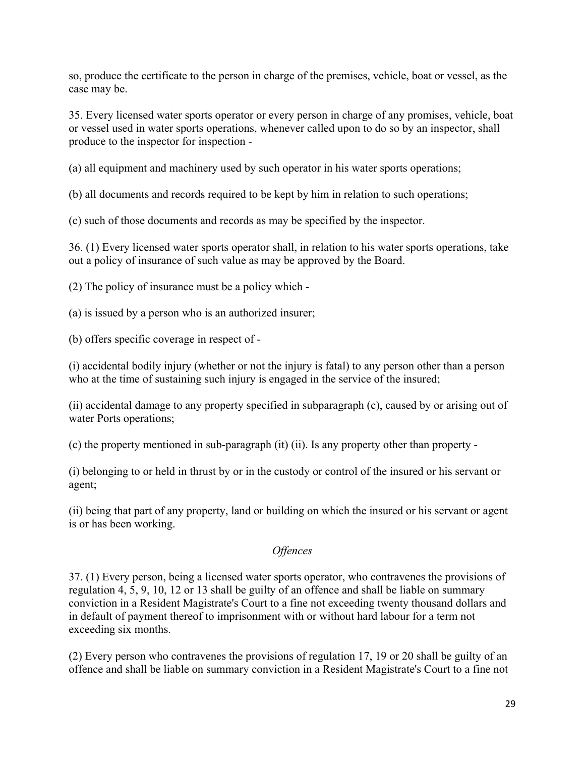so, produce the certificate to the person in charge of the premises, vehicle, boat or vessel, as the case may be.

35. Every licensed water sports operator or every person in charge of any promises, vehicle, boat or vessel used in water sports operations, whenever called upon to do so by an inspector, shall produce to the inspector for inspection -

(a) all equipment and machinery used by such operator in his water sports operations;

(b) all documents and records required to be kept by him in relation to such operations;

(c) such of those documents and records as may be specified by the inspector.

36. (1) Every licensed water sports operator shall, in relation to his water sports operations, take out a policy of insurance of such value as may be approved by the Board.

(2) The policy of insurance must be a policy which -

(a) is issued by a person who is an authorized insurer;

(b) offers specific coverage in respect of -

(i) accidental bodily injury (whether or not the injury is fatal) to any person other than a person who at the time of sustaining such injury is engaged in the service of the insured;

(ii) accidental damage to any property specified in subparagraph (c), caused by or arising out of water Ports operations;

(c) the property mentioned in sub-paragraph (it) (ii). Is any property other than property -

(i) belonging to or held in thrust by or in the custody or control of the insured or his servant or agent;

(ii) being that part of any property, land or building on which the insured or his servant or agent is or has been working.

*Offences*

37. (1) Every person, being a licensed water sports operator, who contravenes the provisions of regulation 4, 5, 9, 10, 12 or 13 shall be guilty of an offence and shall be liable on summary conviction in a Resident Magistrate's Court to a fine not exceeding twenty thousand dollars and in default of payment thereof to imprisonment with or without hard labour for a term not exceeding six months.

(2) Every person who contravenes the provisions of regulation 17, 19 or 20 shall be guilty of an offence and shall be liable on summary conviction in a Resident Magistrate's Court to a fine not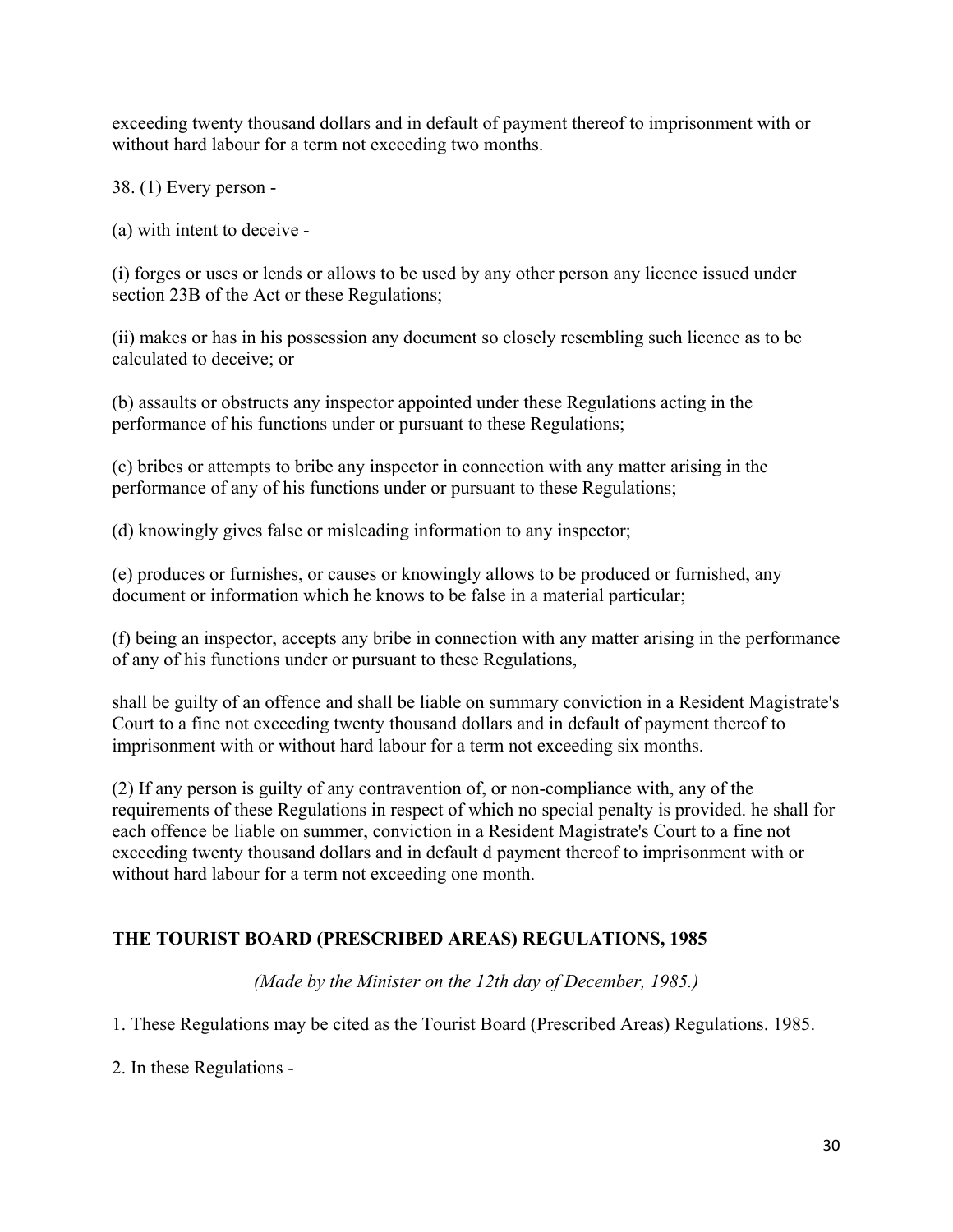exceeding twenty thousand dollars and in default of payment thereof to imprisonment with or without hard labour for a term not exceeding two months.

38. (1) Every person -

(a) with intent to deceive -

(i) forges or uses or lends or allows to be used by any other person any licence issued under section 23B of the Act or these Regulations;

(ii) makes or has in his possession any document so closely resembling such licence as to be calculated to deceive; or

(b) assaults or obstructs any inspector appointed under these Regulations acting in the performance of his functions under or pursuant to these Regulations;

(c) bribes or attempts to bribe any inspector in connection with any matter arising in the performance of any of his functions under or pursuant to these Regulations;

(d) knowingly gives false or misleading information to any inspector;

(e) produces or furnishes, or causes or knowingly allows to be produced or furnished, any document or information which he knows to be false in a material particular;

(f) being an inspector, accepts any bribe in connection with any matter arising in the performance of any of his functions under or pursuant to these Regulations,

shall be guilty of an offence and shall be liable on summary conviction in a Resident Magistrate's Court to a fine not exceeding twenty thousand dollars and in default of payment thereof to imprisonment with or without hard labour for a term not exceeding six months.

(2) If any person is guilty of any contravention of, or non-compliance with, any of the requirements of these Regulations in respect of which no special penalty is provided. he shall for each offence be liable on summer, conviction in a Resident Magistrate's Court to a fine not exceeding twenty thousand dollars and in default d payment thereof to imprisonment with or without hard labour for a term not exceeding one month.

## THE TOURIST BOARD (PRESCRIBED AREAS) REGULATIONS, 1985

*(Made by the Minister on the 12th day of December, 1985.)*

1. These Regulations may be cited as the Tourist Board (Prescribed Areas) Regulations. 1985.

2. In these Regulations -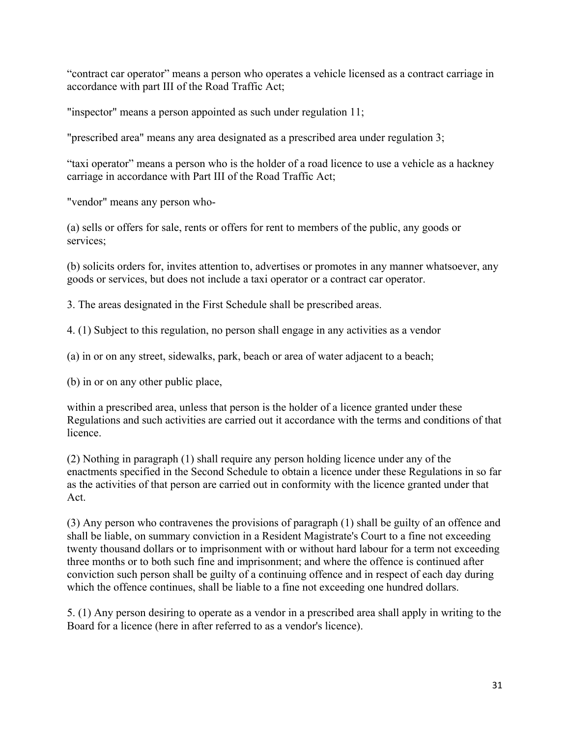“contract car operator” means a person who operates a vehicle licensed as a contract carriage in accordance with part III of the Road Traffic Act;

"inspector" means a person appointed as such under regulation 11;

"prescribed area" means any area designated as a prescribed area under regulation 3;

“taxi operator” means a person who is the holder of a road licence to use a vehicle as a hackney carriage in accordance with Part III of the Road Traffic Act;

"vendor" means any person who-

(a) sells or offers for sale, rents or offers for rent to members of the public, any goods or services;

(b) solicits orders for, invites attention to, advertises or promotes in any manner whatsoever, any goods or services, but does not include a taxi operator or a contract car operator.

3. The areas designated in the First Schedule shall be prescribed areas.

4. (1) Subject to this regulation, no person shall engage in any activities as a vendor

(a) in or on any street, sidewalks, park, beach or area of water adjacent to a beach;

(b) in or on any other public place,

within a prescribed area, unless that person is the holder of a licence granted under these Regulations and such activities are carried out it accordance with the terms and conditions of that licence.

(2) Nothing in paragraph (1) shall require any person holding licence under any of the enactments specified in the Second Schedule to obtain a licence under these Regulations in so far as the activities of that person are carried out in conformity with the licence granted under that Act.

(3) Any person who contravenes the provisions of paragraph (1) shall be guilty of an offence and shall be liable, on summary conviction in a Resident Magistrate's Court to a fine not exceeding twenty thousand dollars or to imprisonment with or without hard labour for a term not exceeding three months or to both such fine and imprisonment; and where the offence is continued after conviction such person shall be guilty of a continuing offence and in respect of each day during which the offence continues, shall be liable to a fine not exceeding one hundred dollars.

5. (1) Any person desiring to operate as a vendor in a prescribed area shall apply in writing to the Board for a licence (here in after referred to as a vendor's licence).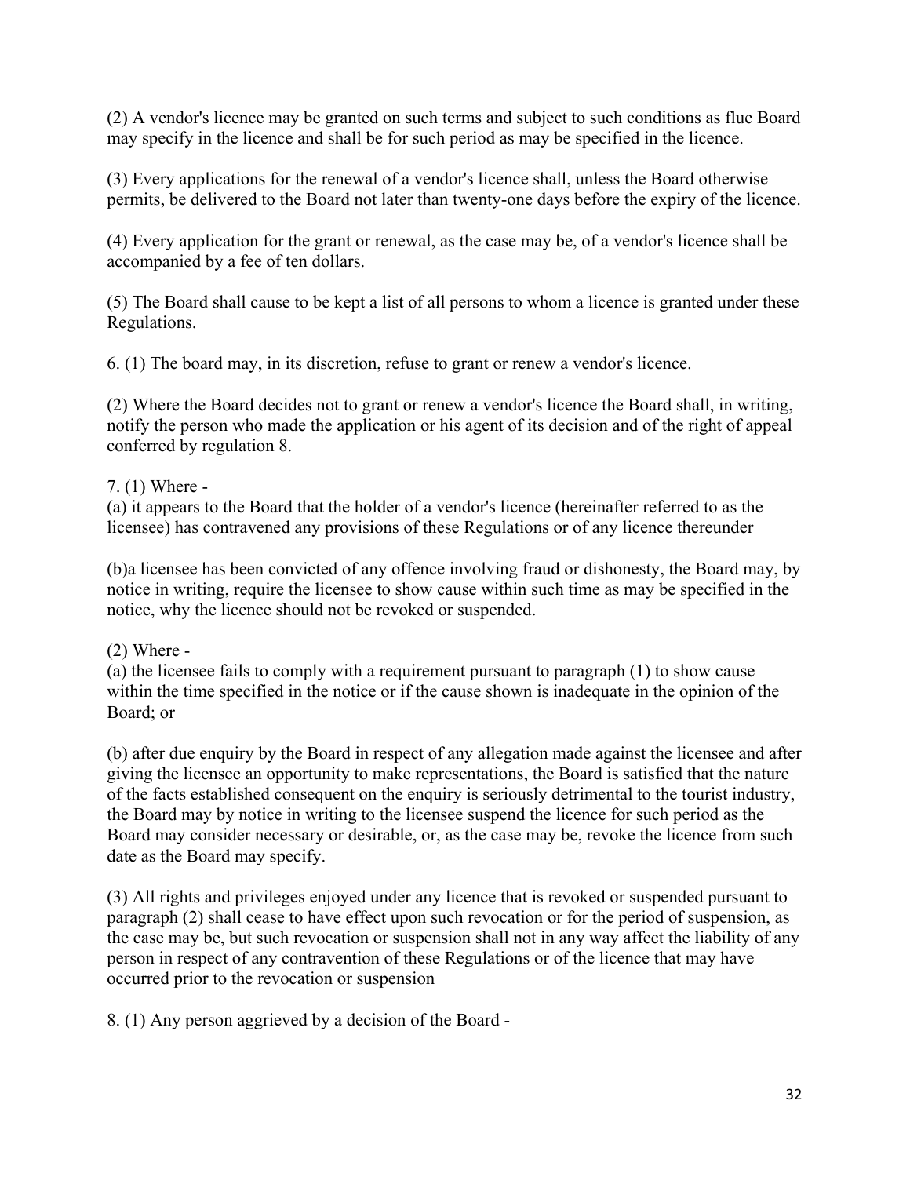(2) A vendor's licence may be granted on such terms and subject to such conditions as flue Board may specify in the licence and shall be for such period as may be specified in the licence.

(3) Every applications for the renewal of a vendor's licence shall, unless the Board otherwise permits, be delivered to the Board not later than twenty-one days before the expiry of the licence.

(4) Every application for the grant or renewal, as the case may be, of a vendor's licence shall be accompanied by a fee of ten dollars.

(5) The Board shall cause to be kept a list of all persons to whom a licence is granted under these Regulations.

6. (1) The board may, in its discretion, refuse to grant or renew a vendor's licence.

(2) Where the Board decides not to grant or renew a vendor's licence the Board shall, in writing, notify the person who made the application or his agent of its decision and of the right of appeal conferred by regulation 8.

7. (1) Where -
(a) it appears to the Board that the holder of a vendor's licence (hereinafter referred to as the licensee) has contravened any provisions of these Regulations or of any licence thereunder

(b)a licensee has been convicted of any offence involving fraud or dishonesty, the Board may, by notice in writing, require the licensee to show cause within such time as may be specified in the notice, why the licence should not be revoked or suspended.

(2) Where -
(a) the licensee fails to comply with a requirement pursuant to paragraph (1) to show cause within the time specified in the notice or if the cause shown is inadequate in the opinion of the Board; or

(b) after due enquiry by the Board in respect of any allegation made against the licensee and after giving the licensee an opportunity to make representations, the Board is satisfied that the nature of the facts established consequent on the enquiry is seriously detrimental to the tourist industry, the Board may by notice in writing to the licensee suspend the licence for such period as the Board may consider necessary or desirable, or, as the case may be, revoke the licence from such date as the Board may specify.

(3) All rights and privileges enjoyed under any licence that is revoked or suspended pursuant to paragraph (2) shall cease to have effect upon such revocation or for the period of suspension, as the case may be, but such revocation or suspension shall not in any way affect the liability of any person in respect of any contravention of these Regulations or of the licence that may have occurred prior to the revocation or suspension

8. (1) Any person aggrieved by a decision of the Board -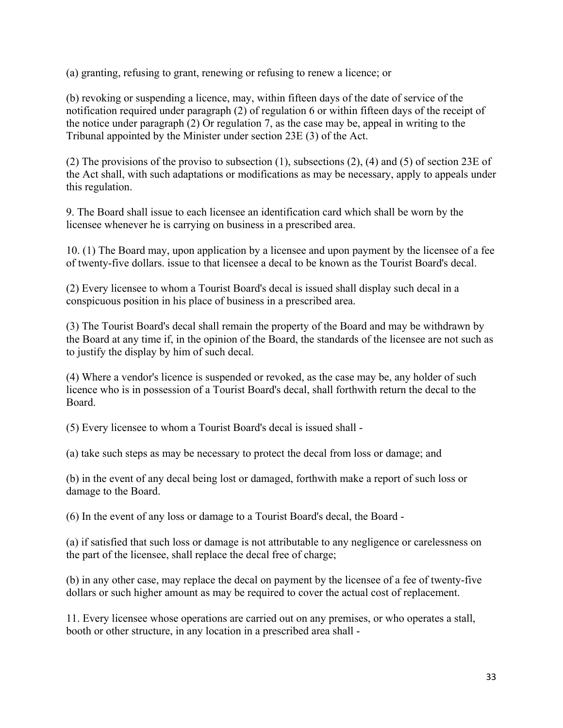(a) granting, refusing to grant, renewing or refusing to renew a licence; or

(b) revoking or suspending a licence, may, within fifteen days of the date of service of the notification required under paragraph (2) of regulation 6 or within fifteen days of the receipt of the notice under paragraph (2) Or regulation 7, as the case may be, appeal in writing to the Tribunal appointed by the Minister under section 23E (3) of the Act.

(2) The provisions of the proviso to subsection (1), subsections (2), (4) and (5) of section 23E of the Act shall, with such adaptations or modifications as may be necessary, apply to appeals under this regulation.

9. The Board shall issue to each licensee an identification card which shall be worn by the licensee whenever he is carrying on business in a prescribed area.

10. (1) The Board may, upon application by a licensee and upon payment by the licensee of a fee of twenty-five dollars. issue to that licensee a decal to be known as the Tourist Board's decal.

(2) Every licensee to whom a Tourist Board's decal is issued shall display such decal in a conspicuous position in his place of business in a prescribed area.

(3) The Tourist Board's decal shall remain the property of the Board and may be withdrawn by the Board at any time if, in the opinion of the Board, the standards of the licensee are not such as to justify the display by him of such decal.

(4) Where a vendor's licence is suspended or revoked, as the case may be, any holder of such licence who is in possession of a Tourist Board's decal, shall forthwith return the decal to the Board.

(5) Every licensee to whom a Tourist Board's decal is issued shall -

(a) take such steps as may be necessary to protect the decal from loss or damage; and

(b) in the event of any decal being lost or damaged, forthwith make a report of such loss or damage to the Board.

(6) In the event of any loss or damage to a Tourist Board's decal, the Board -

(a) if satisfied that such loss or damage is not attributable to any negligence or carelessness on the part of the licensee, shall replace the decal free of charge;

(b) in any other case, may replace the decal on payment by the licensee of a fee of twenty-five dollars or such higher amount as may be required to cover the actual cost of replacement.

11. Every licensee whose operations are carried out on any premises, or who operates a stall, booth or other structure, in any location in a prescribed area shall -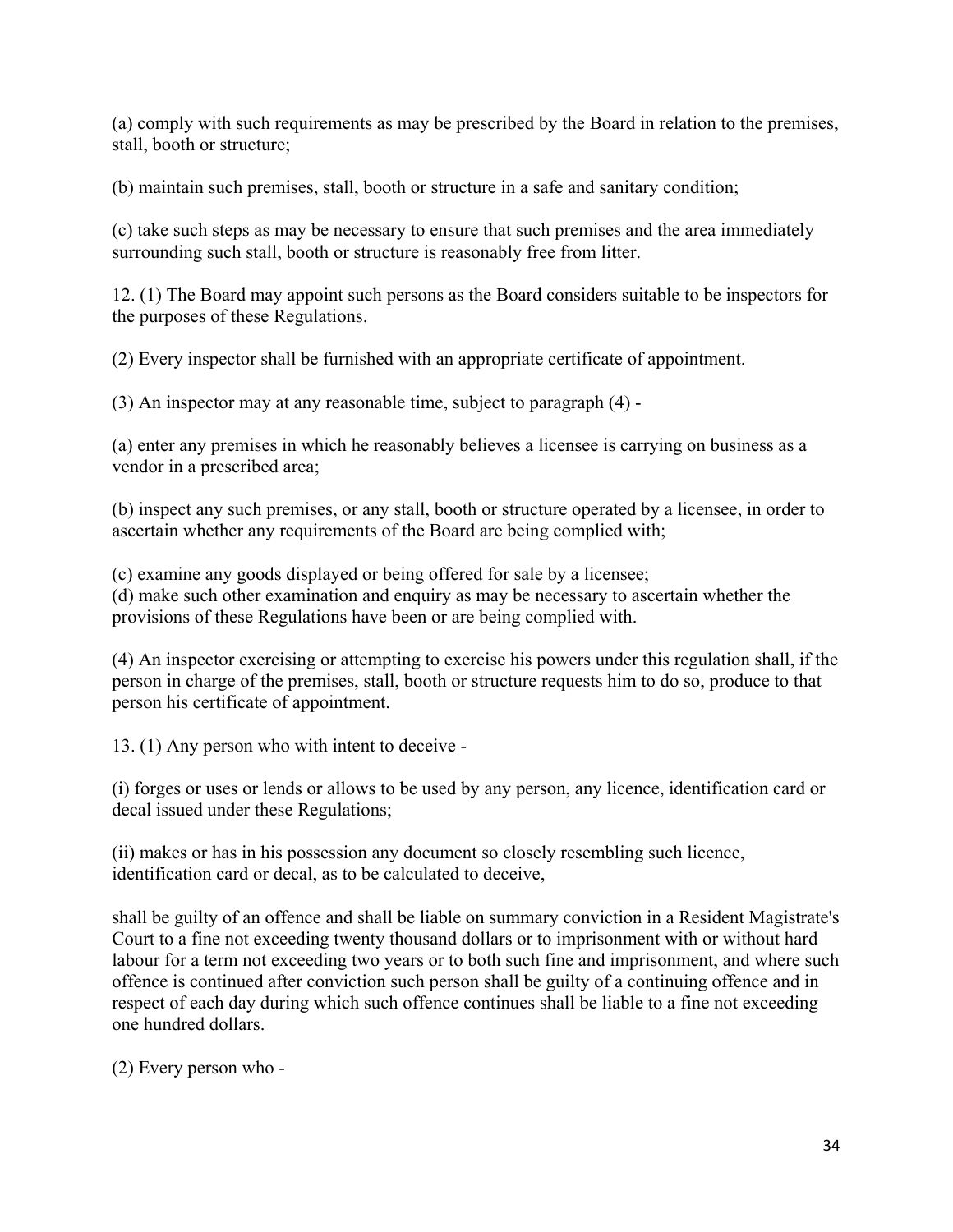(a) comply with such requirements as may be prescribed by the Board in relation to the premises, stall, booth or structure;

(b) maintain such premises, stall, booth or structure in a safe and sanitary condition;

(c) take such steps as may be necessary to ensure that such premises and the area immediately surrounding such stall, booth or structure is reasonably free from litter.

12. (1) The Board may appoint such persons as the Board considers suitable to be inspectors for the purposes of these Regulations.

(2) Every inspector shall be furnished with an appropriate certificate of appointment.

(3) An inspector may at any reasonable time, subject to paragraph (4) -

(a) enter any premises in which he reasonably believes a licensee is carrying on business as a vendor in a prescribed area;

(b) inspect any such premises, or any stall, booth or structure operated by a licensee, in order to ascertain whether any requirements of the Board are being complied with;

(c) examine any goods displayed or being offered for sale by a licensee;
(d) make such other examination and enquiry as may be necessary to ascertain whether the provisions of these Regulations have been or are being complied with.

(4) An inspector exercising or attempting to exercise his powers under this regulation shall, if the person in charge of the premises, stall, booth or structure requests him to do so, produce to that person his certificate of appointment.

13. (1) Any person who with intent to deceive -

(i) forges or uses or lends or allows to be used by any person, any licence, identification card or decal issued under these Regulations;

(ii) makes or has in his possession any document so closely resembling such licence, identification card or decal, as to be calculated to deceive,

shall be guilty of an offence and shall be liable on summary conviction in a Resident Magistrate's Court to a fine not exceeding twenty thousand dollars or to imprisonment with or without hard labour for a term not exceeding two years or to both such fine and imprisonment, and where such offence is continued after conviction such person shall be guilty of a continuing offence and in respect of each day during which such offence continues shall be liable to a fine not exceeding one hundred dollars.

(2) Every person who -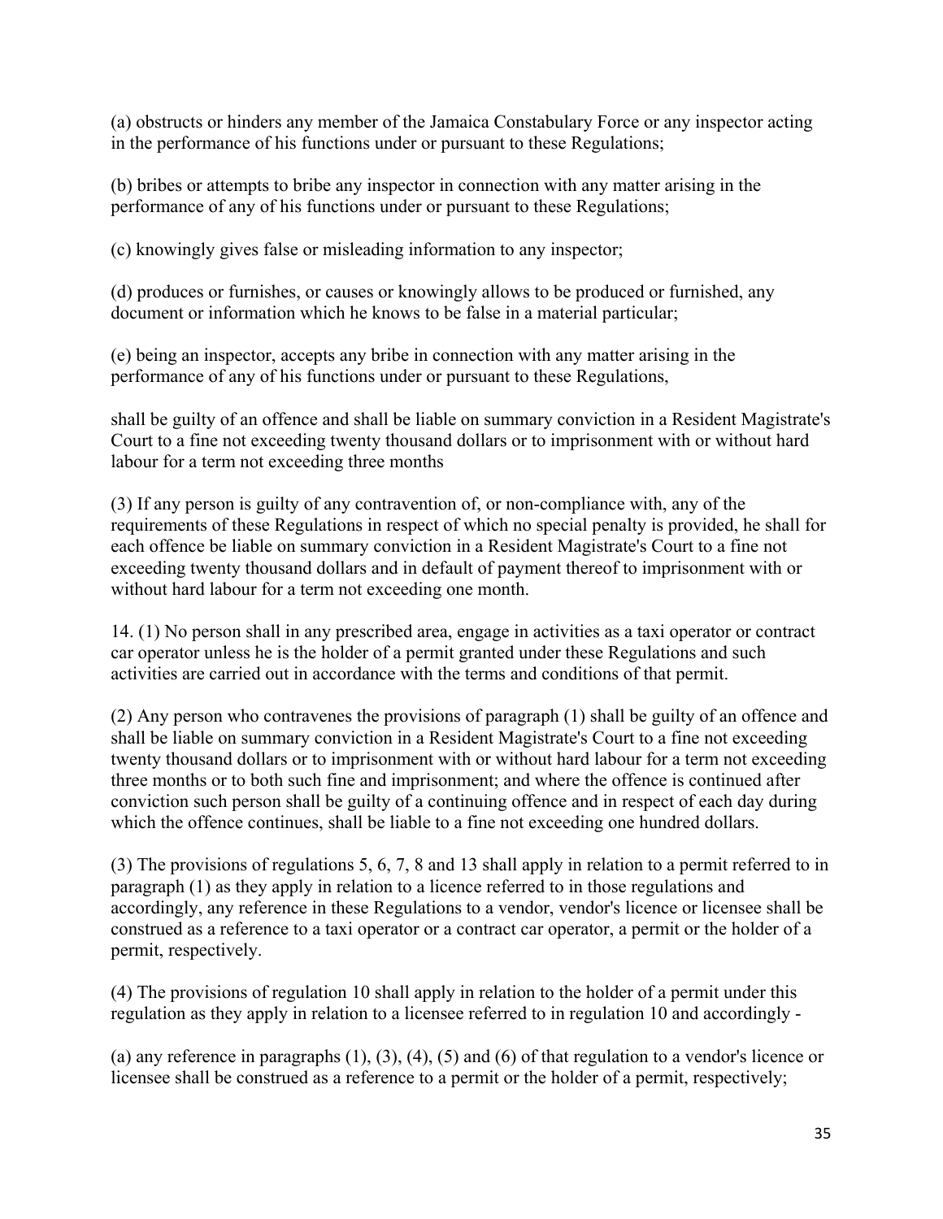(a) obstructs or hinders any member of the Jamaica Constabulary Force or any inspector acting in the performance of his functions under or pursuant to these Regulations;

(b) bribes or attempts to bribe any inspector in connection with any matter arising in the performance of any of his functions under or pursuant to these Regulations;

(c) knowingly gives false or misleading information to any inspector;

(d) produces or furnishes, or causes or knowingly allows to be produced or furnished, any document or information which he knows to be false in a material particular;

(e) being an inspector, accepts any bribe in connection with any matter arising in the performance of any of his functions under or pursuant to these Regulations,

shall be guilty of an offence and shall be liable on summary conviction in a Resident Magistrate's Court to a fine not exceeding twenty thousand dollars or to imprisonment with or without hard labour for a term not exceeding three months

(3) If any person is guilty of any contravention of, or non-compliance with, any of the requirements of these Regulations in respect of which no special penalty is provided, he shall for each offence be liable on summary conviction in a Resident Magistrate's Court to a fine not exceeding twenty thousand dollars and in default of payment thereof to imprisonment with or without hard labour for a term not exceeding one month.

14. (1) No person shall in any prescribed area, engage in activities as a taxi operator or contract car operator unless he is the holder of a permit granted under these Regulations and such activities are carried out in accordance with the terms and conditions of that permit.

(2) Any person who contravenes the provisions of paragraph (1) shall be guilty of an offence and shall be liable on summary conviction in a Resident Magistrate's Court to a fine not exceeding twenty thousand dollars or to imprisonment with or without hard labour for a term not exceeding three months or to both such fine and imprisonment; and where the offence is continued after conviction such person shall be guilty of a continuing offence and in respect of each day during which the offence continues, shall be liable to a fine not exceeding one hundred dollars.

(3) The provisions of regulations 5, 6, 7, 8 and 13 shall apply in relation to a permit referred to in paragraph (1) as they apply in relation to a licence referred to in those regulations and accordingly, any reference in these Regulations to a vendor, vendor's licence or licensee shall be construed as a reference to a taxi operator or a contract car operator, a permit or the holder of a permit, respectively.

(4) The provisions of regulation 10 shall apply in relation to the holder of a permit under this regulation as they apply in relation to a licensee referred to in regulation 10 and accordingly -

(a) any reference in paragraphs (1), (3), (4), (5) and (6) of that regulation to a vendor's licence or licensee shall be construed as a reference to a permit or the holder of a permit, respectively;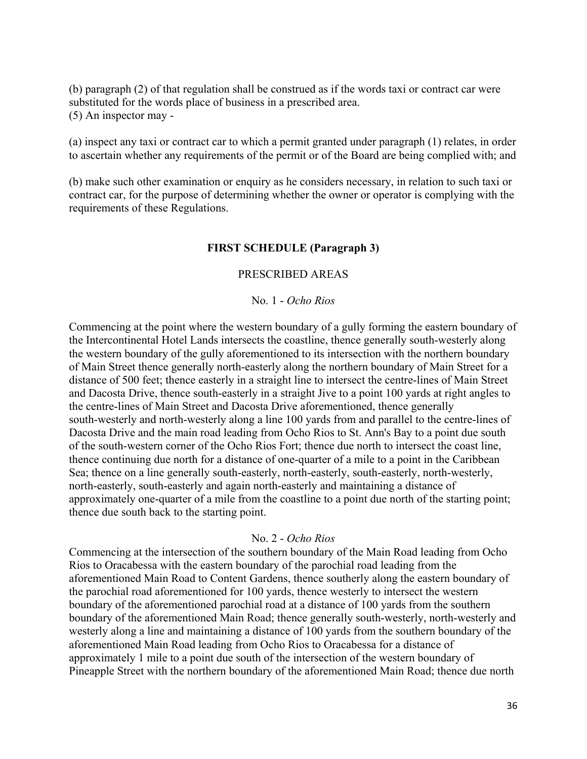(b) paragraph (2) of that regulation shall be construed as if the words taxi or contract car were substituted for the words place of business in a prescribed area.

(5) An inspector may -

(a) inspect any taxi or contract car to which a permit granted under paragraph (1) relates, in order to ascertain whether any requirements of the permit or of the Board are being complied with; and

(b) make such other examination or enquiry as he considers necessary, in relation to such taxi or contract car, for the purpose of determining whether the owner or operator is complying with the requirements of these Regulations.

## FIRST SCHEDULE (Paragraph 3)

### PRESCRIBED AREAS

#### No. 1 - *Ocho Rios*

Commencing at the point where the western boundary of a gully forming the eastern boundary of the Intercontinental Hotel Lands intersects the coastline, thence generally south-westerly along the western boundary of the gully aforementioned to its intersection with the northern boundary of Main Street thence generally north-easterly along the northern boundary of Main Street for a distance of 500 feet; thence easterly in a straight line to intersect the centre-lines of Main Street and Dacosta Drive, thence south-easterly in a straight Jive to a point 100 yards at right angles to the centre-lines of Main Street and Dacosta Drive aforementioned, thence generally south-westerly and north-westerly along a line 100 yards from and parallel to the centre-lines of Dacosta Drive and the main road leading from Ocho Rios to St. Ann's Bay to a point due south of the south-western corner of the Ocho Rios Fort; thence due north to intersect the coast line, thence continuing due north for a distance of one-quarter of a mile to a point in the Caribbean Sea; thence on a line generally south-easterly, north-easterly, south-easterly, north-westerly, north-easterly, south-easterly and again north-easterly and maintaining a distance of approximately one-quarter of a mile from the coastline to a point due north of the starting point; thence due south back to the starting point.

#### No. 2 - *Ocho Rios*

Commencing at the intersection of the southern boundary of the Main Road leading from Ocho Rios to Oracabessa with the eastern boundary of the parochial road leading from the aforementioned Main Road to Content Gardens, thence southerly along the eastern boundary of the parochial road aforementioned for 100 yards, thence westerly to intersect the western boundary of the aforementioned parochial road at a distance of 100 yards from the southern boundary of the aforementioned Main Road; thence generally south-westerly, north-westerly and westerly along a line and maintaining a distance of 100 yards from the southern boundary of the aforementioned Main Road leading from Ocho Rios to Oracabessa for a distance of approximately 1 mile to a point due south of the intersection of the western boundary of Pineapple Street with the northern boundary of the aforementioned Main Road; thence due north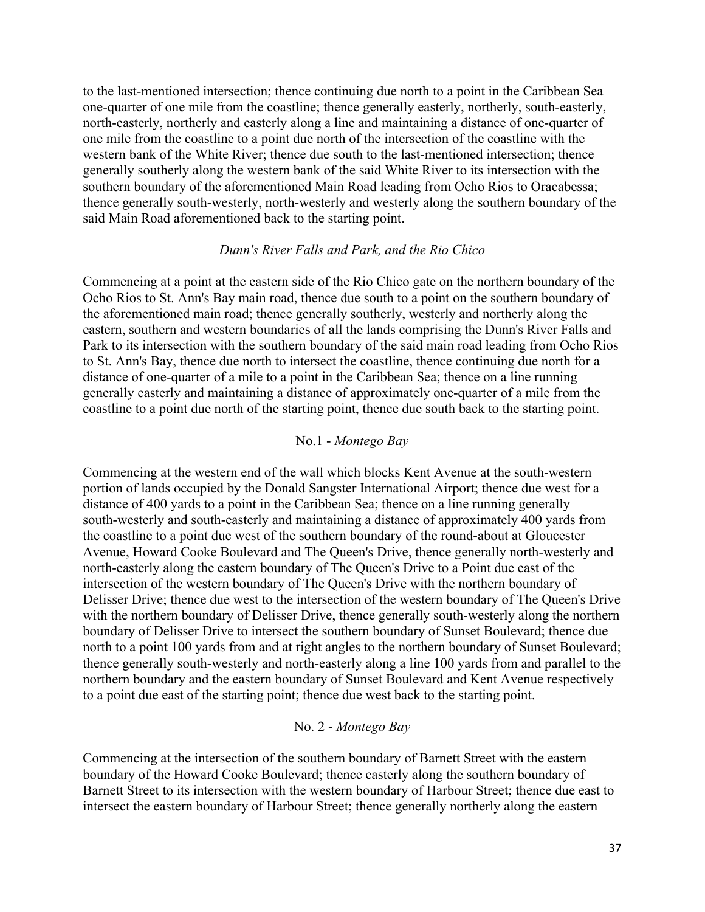to the last-mentioned intersection; thence continuing due north to a point in the Caribbean Sea one-quarter of one mile from the coastline; thence generally easterly, northerly, south-easterly, north-easterly, northerly and easterly along a line and maintaining a distance of one-quarter of one mile from the coastline to a point due north of the intersection of the coastline with the western bank of the White River; thence due south to the last-mentioned intersection; thence generally southerly along the western bank of the said White River to its intersection with the southern boundary of the aforementioned Main Road leading from Ocho Rios to Oracabessa; thence generally south-westerly, north-westerly and westerly along the southern boundary of the said Main Road aforementioned back to the starting point.

*Dunn's River Falls and Park, and the Rio Chico*

Commencing at a point at the eastern side of the Rio Chico gate on the northern boundary of the Ocho Rios to St. Ann's Bay main road, thence due south to a point on the southern boundary of the aforementioned main road; thence generally southerly, westerly and northerly along the eastern, southern and western boundaries of all the lands comprising the Dunn's River Falls and Park to its intersection with the southern boundary of the said main road leading from Ocho Rios to St. Ann's Bay, thence due north to intersect the coastline, thence continuing due north for a distance of one-quarter of a mile to a point in the Caribbean Sea; thence on a line running generally easterly and maintaining a distance of approximately one-quarter of a mile from the coastline to a point due north of the starting point, thence due south back to the starting point.

No.1 - *Montego Bay*

Commencing at the western end of the wall which blocks Kent Avenue at the south-western portion of lands occupied by the Donald Sangster International Airport; thence due west for a distance of 400 yards to a point in the Caribbean Sea; thence on a line running generally south-westerly and south-easterly and maintaining a distance of approximately 400 yards from the coastline to a point due west of the southern boundary of the round-about at Gloucester Avenue, Howard Cooke Boulevard and The Queen's Drive, thence generally north-westerly and north-easterly along the eastern boundary of The Queen's Drive to a Point due east of the intersection of the western boundary of The Queen's Drive with the northern boundary of Delisser Drive; thence due west to the intersection of the western boundary of The Queen's Drive with the northern boundary of Delisser Drive, thence generally south-westerly along the northern boundary of Delisser Drive to intersect the southern boundary of Sunset Boulevard; thence due north to a point 100 yards from and at right angles to the northern boundary of Sunset Boulevard; thence generally south-westerly and north-easterly along a line 100 yards from and parallel to the northern boundary and the eastern boundary of Sunset Boulevard and Kent Avenue respectively to a point due east of the starting point; thence due west back to the starting point.

No. 2 - *Montego Bay*

Commencing at the intersection of the southern boundary of Barnett Street with the eastern boundary of the Howard Cooke Boulevard; thence easterly along the southern boundary of Barnett Street to its intersection with the western boundary of Harbour Street; thence due east to intersect the eastern boundary of Harbour Street; thence generally northerly along the eastern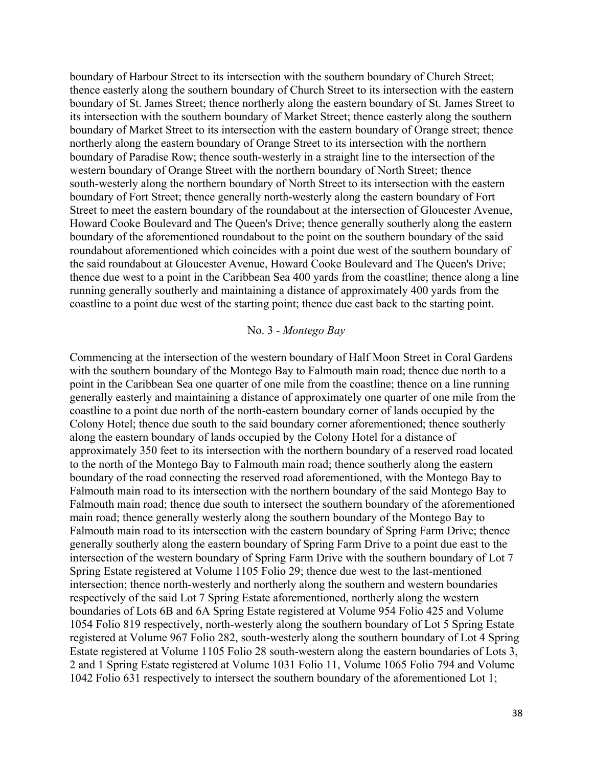boundary of Harbour Street to its intersection with the southern boundary of Church Street; thence easterly along the southern boundary of Church Street to its intersection with the eastern boundary of St. James Street; thence northerly along the eastern boundary of St. James Street to its intersection with the southern boundary of Market Street; thence easterly along the southern boundary of Market Street to its intersection with the eastern boundary of Orange street; thence northerly along the eastern boundary of Orange Street to its intersection with the northern boundary of Paradise Row; thence south-westerly in a straight line to the intersection of the western boundary of Orange Street with the northern boundary of North Street; thence south-westerly along the northern boundary of North Street to its intersection with the eastern boundary of Fort Street; thence generally north-westerly along the eastern boundary of Fort Street to meet the eastern boundary of the roundabout at the intersection of Gloucester Avenue, Howard Cooke Boulevard and The Queen's Drive; thence generally southerly along the eastern boundary of the aforementioned roundabout to the point on the southern boundary of the said roundabout aforementioned which coincides with a point due west of the southern boundary of the said roundabout at Gloucester Avenue, Howard Cooke Boulevard and The Queen's Drive; thence due west to a point in the Caribbean Sea 400 yards from the coastline; thence along a line running generally southerly and maintaining a distance of approximately 400 yards from the coastline to a point due west of the starting point; thence due east back to the starting point.

No. 3 - *Montego Bay*

Commencing at the intersection of the western boundary of Half Moon Street in Coral Gardens with the southern boundary of the Montego Bay to Falmouth main road; thence due north to a point in the Caribbean Sea one quarter of one mile from the coastline; thence on a line running generally easterly and maintaining a distance of approximately one quarter of one mile from the coastline to a point due north of the north-eastern boundary corner of lands occupied by the Colony Hotel; thence due south to the said boundary corner aforementioned; thence southerly along the eastern boundary of lands occupied by the Colony Hotel for a distance of approximately 350 feet to its intersection with the northern boundary of a reserved road located to the north of the Montego Bay to Falmouth main road; thence southerly along the eastern boundary of the road connecting the reserved road aforementioned, with the Montego Bay to Falmouth main road to its intersection with the northern boundary of the said Montego Bay to Falmouth main road; thence due south to intersect the southern boundary of the aforementioned main road; thence generally westerly along the southern boundary of the Montego Bay to Falmouth main road to its intersection with the eastern boundary of Spring Farm Drive; thence generally southerly along the eastern boundary of Spring Farm Drive to a point due east to the intersection of the western boundary of Spring Farm Drive with the southern boundary of Lot 7 Spring Estate registered at Volume 1105 Folio 29; thence due west to the last-mentioned intersection; thence north-westerly and northerly along the southern and western boundaries respectively of the said Lot 7 Spring Estate aforementioned, northerly along the western boundaries of Lots 6B and 6A Spring Estate registered at Volume 954 Folio 425 and Volume 1054 Folio 819 respectively, north-westerly along the southern boundary of Lot 5 Spring Estate registered at Volume 967 Folio 282, south-westerly along the southern boundary of Lot 4 Spring Estate registered at Volume 1105 Folio 28 south-western along the eastern boundaries of Lots 3, 2 and 1 Spring Estate registered at Volume 1031 Folio 11, Volume 1065 Folio 794 and Volume 1042 Folio 631 respectively to intersect the southern boundary of the aforementioned Lot 1;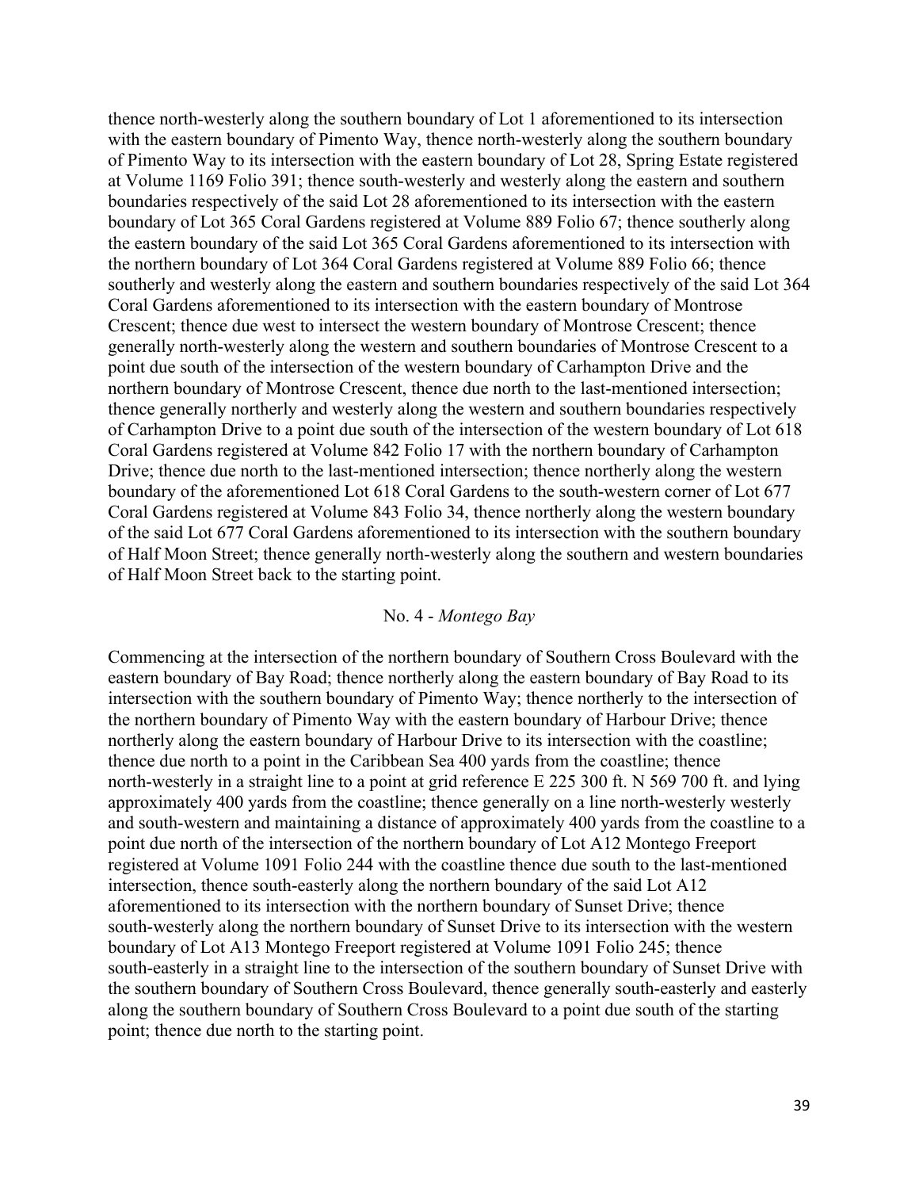thence north-westerly along the southern boundary of Lot 1 aforementioned to its intersection with the eastern boundary of Pimento Way, thence north-westerly along the southern boundary of Pimento Way to its intersection with the eastern boundary of Lot 28, Spring Estate registered at Volume 1169 Folio 391; thence south-westerly and westerly along the eastern and southern boundaries respectively of the said Lot 28 aforementioned to its intersection with the eastern boundary of Lot 365 Coral Gardens registered at Volume 889 Folio 67; thence southerly along the eastern boundary of the said Lot 365 Coral Gardens aforementioned to its intersection with the northern boundary of Lot 364 Coral Gardens registered at Volume 889 Folio 66; thence southerly and westerly along the eastern and southern boundaries respectively of the said Lot 364 Coral Gardens aforementioned to its intersection with the eastern boundary of Montrose Crescent; thence due west to intersect the western boundary of Montrose Crescent; thence generally north-westerly along the western and southern boundaries of Montrose Crescent to a point due south of the intersection of the western boundary of Carhampton Drive and the northern boundary of Montrose Crescent, thence due north to the last-mentioned intersection; thence generally northerly and westerly along the western and southern boundaries respectively of Carhampton Drive to a point due south of the intersection of the western boundary of Lot 618 Coral Gardens registered at Volume 842 Folio 17 with the northern boundary of Carhampton Drive; thence due north to the last-mentioned intersection; thence northerly along the western boundary of the aforementioned Lot 618 Coral Gardens to the south-western corner of Lot 677 Coral Gardens registered at Volume 843 Folio 34, thence northerly along the western boundary of the said Lot 677 Coral Gardens aforementioned to its intersection with the southern boundary of Half Moon Street; thence generally north-westerly along the southern and western boundaries of Half Moon Street back to the starting point.

### No. 4 - *Montego Bay*

Commencing at the intersection of the northern boundary of Southern Cross Boulevard with the eastern boundary of Bay Road; thence northerly along the eastern boundary of Bay Road to its intersection with the southern boundary of Pimento Way; thence northerly to the intersection of the northern boundary of Pimento Way with the eastern boundary of Harbour Drive; thence northerly along the eastern boundary of Harbour Drive to its intersection with the coastline; thence due north to a point in the Caribbean Sea 400 yards from the coastline; thence north-westerly in a straight line to a point at grid reference E 225 300 ft. N 569 700 ft. and lying approximately 400 yards from the coastline; thence generally on a line north-westerly westerly and south-western and maintaining a distance of approximately 400 yards from the coastline to a point due north of the intersection of the northern boundary of Lot A12 Montego Freeport registered at Volume 1091 Folio 244 with the coastline thence due south to the last-mentioned intersection, thence south-easterly along the northern boundary of the said Lot A12 aforementioned to its intersection with the northern boundary of Sunset Drive; thence south-westerly along the northern boundary of Sunset Drive to its intersection with the western boundary of Lot A13 Montego Freeport registered at Volume 1091 Folio 245; thence south-easterly in a straight line to the intersection of the southern boundary of Sunset Drive with the southern boundary of Southern Cross Boulevard, thence generally south-easterly and easterly along the southern boundary of Southern Cross Boulevard to a point due south of the starting point; thence due north to the starting point.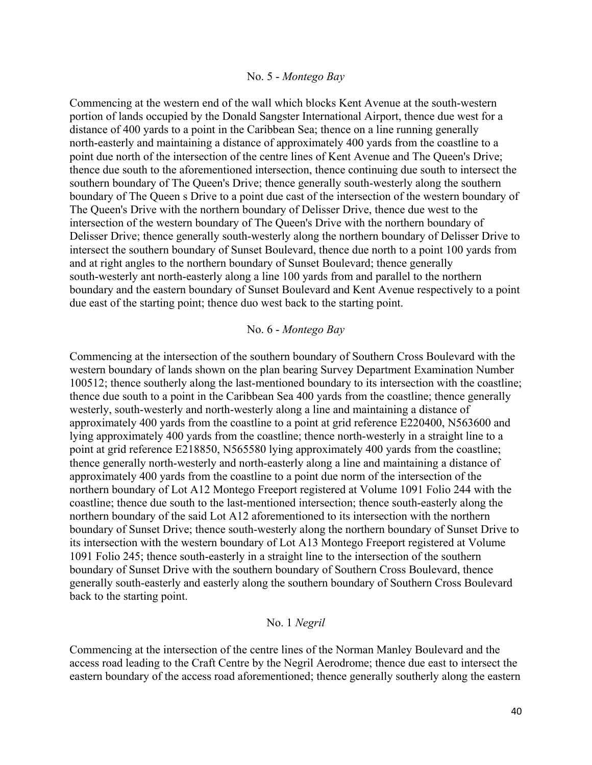No. 5 - *Montego Bay*

Commencing at the western end of the wall which blocks Kent Avenue at the south-western portion of lands occupied by the Donald Sangster International Airport, thence due west for a distance of 400 yards to a point in the Caribbean Sea; thence on a line running generally north-easterly and maintaining a distance of approximately 400 yards from the coastline to a point due north of the intersection of the centre lines of Kent Avenue and The Queen's Drive; thence due south to the aforementioned intersection, thence continuing due south to intersect the southern boundary of The Queen's Drive; thence generally south-westerly along the southern boundary of The Queen s Drive to a point due cast of the intersection of the western boundary of The Queen's Drive with the northern boundary of Delisser Drive, thence due west to the intersection of the western boundary of The Queen's Drive with the northern boundary of Delisser Drive; thence generally south-westerly along the northern boundary of Delisser Drive to intersect the southern boundary of Sunset Boulevard, thence due north to a point 100 yards from and at right angles to the northern boundary of Sunset Boulevard; thence generally south-westerly ant north-easterly along a line 100 yards from and parallel to the northern boundary and the eastern boundary of Sunset Boulevard and Kent Avenue respectively to a point due east of the starting point; thence duo west back to the starting point.

No. 6 - *Montego Bay*

Commencing at the intersection of the southern boundary of Southern Cross Boulevard with the western boundary of lands shown on the plan bearing Survey Department Examination Number 100512; thence southerly along the last-mentioned boundary to its intersection with the coastline; thence due south to a point in the Caribbean Sea 400 yards from the coastline; thence generally westerly, south-westerly and north-westerly along a line and maintaining a distance of approximately 400 yards from the coastline to a point at grid reference E220400, N563600 and lying approximately 400 yards from the coastline; thence north-westerly in a straight line to a point at grid reference E218850, N565580 lying approximately 400 yards from the coastline; thence generally north-westerly and north-easterly along a line and maintaining a distance of approximately 400 yards from the coastline to a point due norm of the intersection of the northern boundary of Lot A12 Montego Freeport registered at Volume 1091 Folio 244 with the coastline; thence due south to the last-mentioned intersection; thence south-easterly along the northern boundary of the said Lot A12 aforementioned to its intersection with the northern boundary of Sunset Drive; thence south-westerly along the northern boundary of Sunset Drive to its intersection with the western boundary of Lot A13 Montego Freeport registered at Volume 1091 Folio 245; thence south-easterly in a straight line to the intersection of the southern boundary of Sunset Drive with the southern boundary of Southern Cross Boulevard, thence generally south-easterly and easterly along the southern boundary of Southern Cross Boulevard back to the starting point.

No. 1 *Negril*

Commencing at the intersection of the centre lines of the Norman Manley Boulevard and the access road leading to the Craft Centre by the Negril Aerodrome; thence due east to intersect the eastern boundary of the access road aforementioned; thence generally southerly along the eastern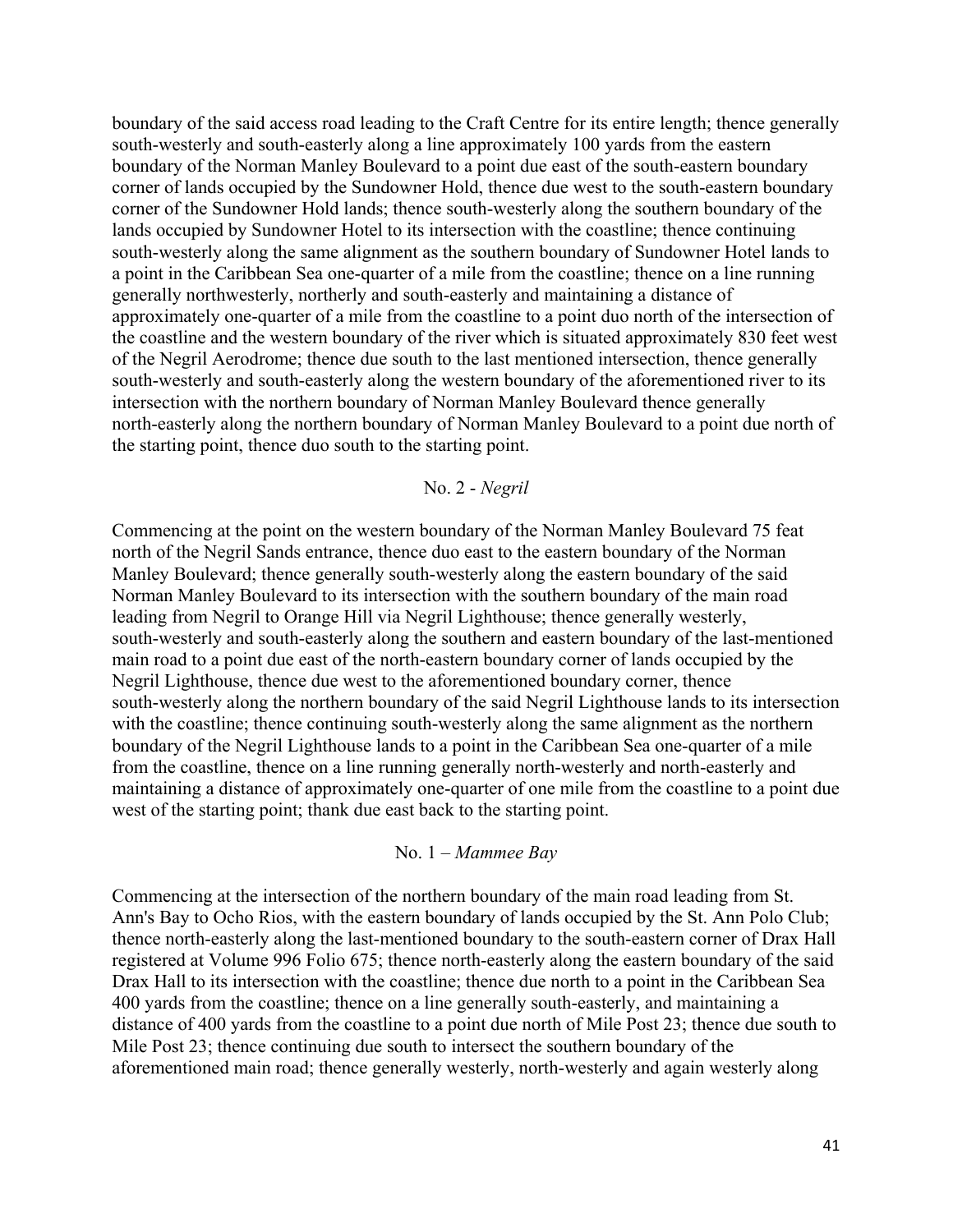boundary of the said access road leading to the Craft Centre for its entire length; thence generally south-westerly and south-easterly along a line approximately 100 yards from the eastern boundary of the Norman Manley Boulevard to a point due east of the south-eastern boundary corner of lands occupied by the Sundowner Hold, thence due west to the south-eastern boundary corner of the Sundowner Hold lands; thence south-westerly along the southern boundary of the lands occupied by Sundowner Hotel to its intersection with the coastline; thence continuing south-westerly along the same alignment as the southern boundary of Sundowner Hotel lands to a point in the Caribbean Sea one-quarter of a mile from the coastline; thence on a line running generally northwesterly, northerly and south-easterly and maintaining a distance of approximately one-quarter of a mile from the coastline to a point duo north of the intersection of the coastline and the western boundary of the river which is situated approximately 830 feet west of the Negril Aerodrome; thence due south to the last mentioned intersection, thence generally south-westerly and south-easterly along the western boundary of the aforementioned river to its intersection with the northern boundary of Norman Manley Boulevard thence generally north-easterly along the northern boundary of Norman Manley Boulevard to a point due north of the starting point, thence duo south to the starting point.

No. 2 - *Negril*

Commencing at the point on the western boundary of the Norman Manley Boulevard 75 feat north of the Negril Sands entrance, thence duo east to the eastern boundary of the Norman Manley Boulevard; thence generally south-westerly along the eastern boundary of the said Norman Manley Boulevard to its intersection with the southern boundary of the main road leading from Negril to Orange Hill via Negril Lighthouse; thence generally westerly, south-westerly and south-easterly along the southern and eastern boundary of the last-mentioned main road to a point due east of the north-eastern boundary corner of lands occupied by the Negril Lighthouse, thence due west to the aforementioned boundary corner, thence south-westerly along the northern boundary of the said Negril Lighthouse lands to its intersection with the coastline; thence continuing south-westerly along the same alignment as the northern boundary of the Negril Lighthouse lands to a point in the Caribbean Sea one-quarter of a mile from the coastline, thence on a line running generally north-westerly and north-easterly and maintaining a distance of approximately one-quarter of one mile from the coastline to a point due west of the starting point; thank due east back to the starting point.

No. 1 – *Mammee Bay*

Commencing at the intersection of the northern boundary of the main road leading from St. Ann's Bay to Ocho Rios, with the eastern boundary of lands occupied by the St. Ann Polo Club; thence north-easterly along the last-mentioned boundary to the south-eastern corner of Drax Hall registered at Volume 996 Folio 675; thence north-easterly along the eastern boundary of the said Drax Hall to its intersection with the coastline; thence due north to a point in the Caribbean Sea 400 yards from the coastline; thence on a line generally south-easterly, and maintaining a distance of 400 yards from the coastline to a point due north of Mile Post 23; thence due south to Mile Post 23; thence continuing due south to intersect the southern boundary of the aforementioned main road; thence generally westerly, north-westerly and again westerly along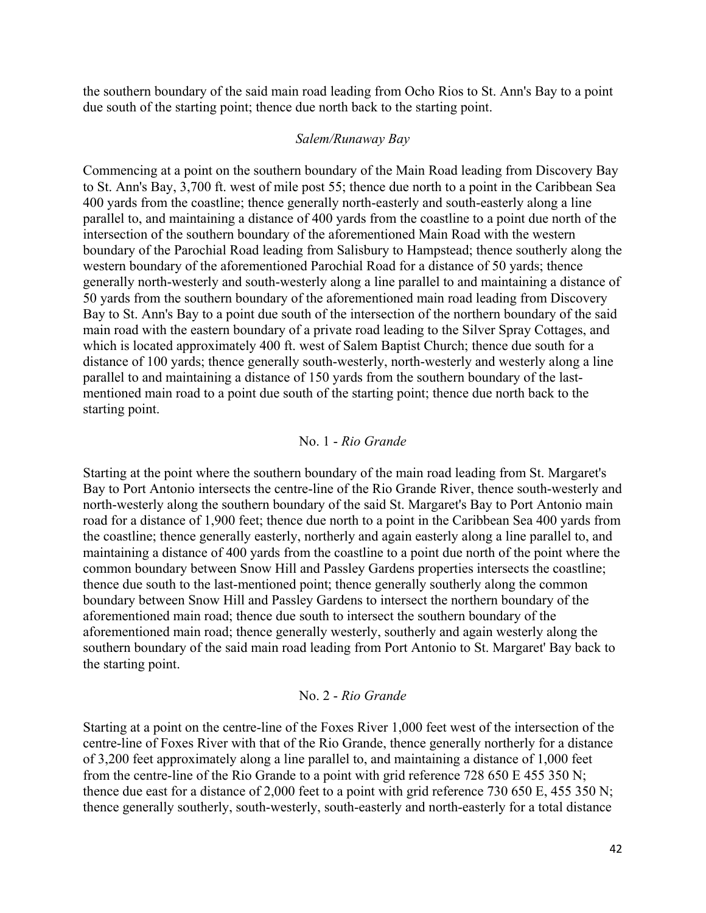the southern boundary of the said main road leading from Ocho Rios to St. Ann's Bay to a point due south of the starting point; thence due north back to the starting point.

*Salem/Runaway Bay*

Commencing at a point on the southern boundary of the Main Road leading from Discovery Bay to St. Ann's Bay, 3,700 ft. west of mile post 55; thence due north to a point in the Caribbean Sea 400 yards from the coastline; thence generally north-easterly and south-easterly along a line parallel to, and maintaining a distance of 400 yards from the coastline to a point due north of the intersection of the southern boundary of the aforementioned Main Road with the western boundary of the Parochial Road leading from Salisbury to Hampstead; thence southerly along the western boundary of the aforementioned Parochial Road for a distance of 50 yards; thence generally north-westerly and south-westerly along a line parallel to and maintaining a distance of 50 yards from the southern boundary of the aforementioned main road leading from Discovery Bay to St. Ann's Bay to a point due south of the intersection of the northern boundary of the said main road with the eastern boundary of a private road leading to the Silver Spray Cottages, and which is located approximately 400 ft. west of Salem Baptist Church; thence due south for a distance of 100 yards; thence generally south-westerly, north-westerly and westerly along a line parallel to and maintaining a distance of 150 yards from the southern boundary of the last-mentioned main road to a point due south of the starting point; thence due north back to the starting point.

No. 1 - *Rio Grande*

Starting at the point where the southern boundary of the main road leading from St. Margaret's Bay to Port Antonio intersects the centre-line of the Rio Grande River, thence south-westerly and north-westerly along the southern boundary of the said St. Margaret's Bay to Port Antonio main road for a distance of 1,900 feet; thence due north to a point in the Caribbean Sea 400 yards from the coastline; thence generally easterly, northerly and again easterly along a line parallel to, and maintaining a distance of 400 yards from the coastline to a point due north of the point where the common boundary between Snow Hill and Passley Gardens properties intersects the coastline; thence due south to the last-mentioned point; thence generally southerly along the common boundary between Snow Hill and Passley Gardens to intersect the northern boundary of the aforementioned main road; thence due south to intersect the southern boundary of the aforementioned main road; thence generally westerly, southerly and again westerly along the southern boundary of the said main road leading from Port Antonio to St. Margaret' Bay back to the starting point.

No. 2 - *Rio Grande*

Starting at a point on the centre-line of the Foxes River 1,000 feet west of the intersection of the centre-line of Foxes River with that of the Rio Grande, thence generally northerly for a distance of 3,200 feet approximately along a line parallel to, and maintaining a distance of 1,000 feet from the centre-line of the Rio Grande to a point with grid reference 728 650 E 455 350 N; thence due east for a distance of 2,000 feet to a point with grid reference 730 650 E, 455 350 N; thence generally southerly, south-westerly, south-easterly and north-easterly for a total distance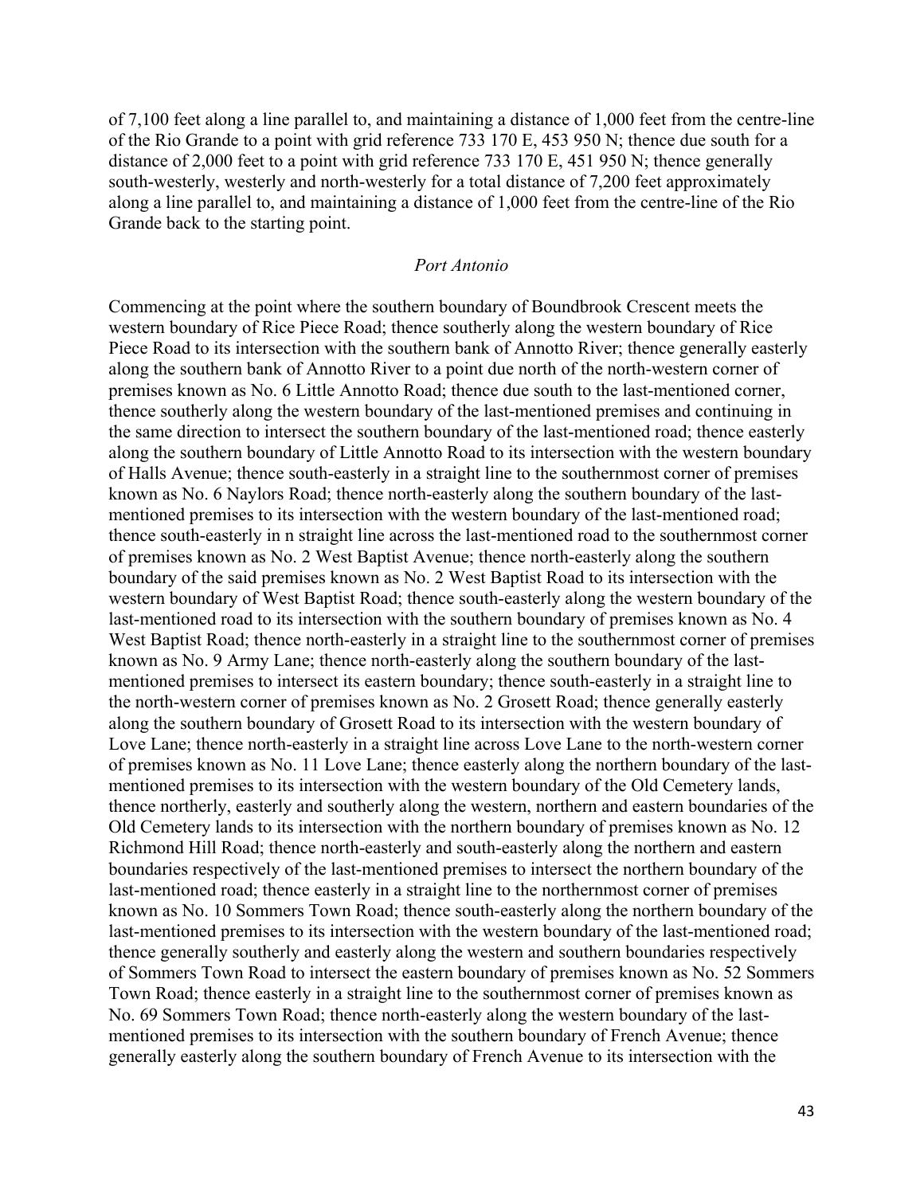of 7,100 feet along a line parallel to, and maintaining a distance of 1,000 feet from the centre-line of the Rio Grande to a point with grid reference 733 170 E, 453 950 N; thence due south for a distance of 2,000 feet to a point with grid reference 733 170 E, 451 950 N; thence generally south-westerly, westerly and north-westerly for a total distance of 7,200 feet approximately along a line parallel to, and maintaining a distance of 1,000 feet from the centre-line of the Rio Grande back to the starting point.

*Port Antonio*

Commencing at the point where the southern boundary of Boundbrook Crescent meets the western boundary of Rice Piece Road; thence southerly along the western boundary of Rice Piece Road to its intersection with the southern bank of Annotto River; thence generally easterly along the southern bank of Annotto River to a point due north of the north-western corner of premises known as No. 6 Little Annotto Road; thence due south to the last-mentioned corner, thence southerly along the western boundary of the last-mentioned premises and continuing in the same direction to intersect the southern boundary of the last-mentioned road; thence easterly along the southern boundary of Little Annotto Road to its intersection with the western boundary of Halls Avenue; thence south-easterly in a straight line to the southernmost corner of premises known as No. 6 Naylors Road; thence north-easterly along the southern boundary of the last-mentioned premises to its intersection with the western boundary of the last-mentioned road; thence south-easterly in n straight line across the last-mentioned road to the southernmost corner of premises known as No. 2 West Baptist Avenue; thence north-easterly along the southern boundary of the said premises known as No. 2 West Baptist Road to its intersection with the western boundary of West Baptist Road; thence south-easterly along the western boundary of the last-mentioned road to its intersection with the southern boundary of premises known as No. 4 West Baptist Road; thence north-easterly in a straight line to the southernmost corner of premises known as No. 9 Army Lane; thence north-easterly along the southern boundary of the last-mentioned premises to intersect its eastern boundary; thence south-easterly in a straight line to the north-western corner of premises known as No. 2 Grosett Road; thence generally easterly along the southern boundary of Grosett Road to its intersection with the western boundary of Love Lane; thence north-easterly in a straight line across Love Lane to the north-western corner of premises known as No. 11 Love Lane; thence easterly along the northern boundary of the last-mentioned premises to its intersection with the western boundary of the Old Cemetery lands, thence northerly, easterly and southerly along the western, northern and eastern boundaries of the Old Cemetery lands to its intersection with the northern boundary of premises known as No. 12 Richmond Hill Road; thence north-easterly and south-easterly along the northern and eastern boundaries respectively of the last-mentioned premises to intersect the northern boundary of the last-mentioned road; thence easterly in a straight line to the northernmost corner of premises known as No. 10 Sommers Town Road; thence south-easterly along the northern boundary of the last-mentioned premises to its intersection with the western boundary of the last-mentioned road; thence generally southerly and easterly along the western and southern boundaries respectively of Sommers Town Road to intersect the eastern boundary of premises known as No. 52 Sommers Town Road; thence easterly in a straight line to the southernmost corner of premises known as No. 69 Sommers Town Road; thence north-easterly along the western boundary of the last-mentioned premises to its intersection with the southern boundary of French Avenue; thence generally easterly along the southern boundary of French Avenue to its intersection with the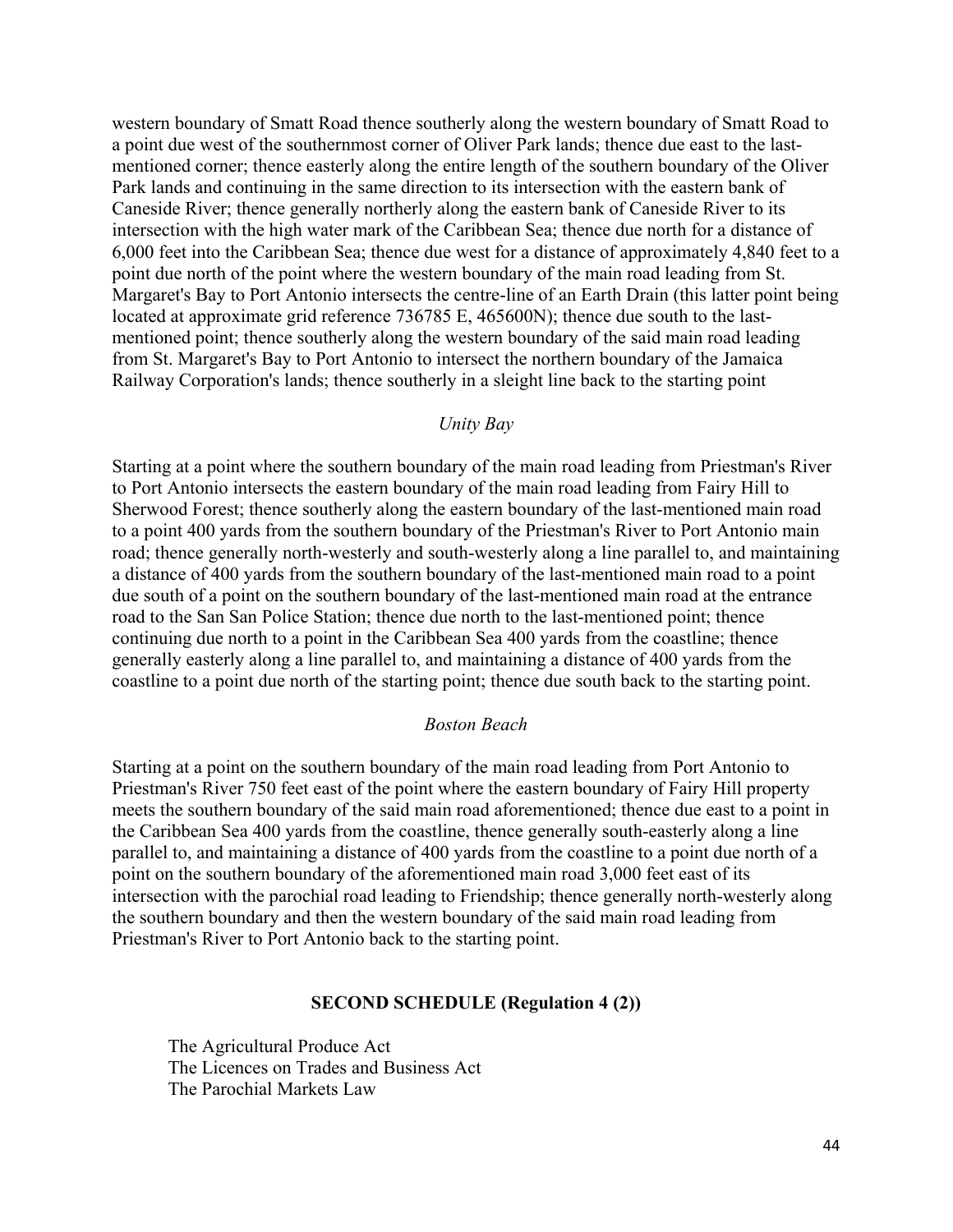western boundary of Smatt Road thence southerly along the western boundary of Smatt Road to a point due west of the southernmost corner of Oliver Park lands; thence due east to the last-mentioned corner; thence easterly along the entire length of the southern boundary of the Oliver Park lands and continuing in the same direction to its intersection with the eastern bank of Caneside River; thence generally northerly along the eastern bank of Caneside River to its intersection with the high water mark of the Caribbean Sea; thence due north for a distance of 6,000 feet into the Caribbean Sea; thence due west for a distance of approximately 4,840 feet to a point due north of the point where the western boundary of the main road leading from St. Margaret's Bay to Port Antonio intersects the centre-line of an Earth Drain (this latter point being located at approximate grid reference 736785 E, 465600N); thence due south to the last-mentioned point; thence southerly along the western boundary of the said main road leading from St. Margaret's Bay to Port Antonio to intersect the northern boundary of the Jamaica Railway Corporation's lands; thence southerly in a sleight line back to the starting point

*Unity Bay*

Starting at a point where the southern boundary of the main road leading from Priestman's River to Port Antonio intersects the eastern boundary of the main road leading from Fairy Hill to Sherwood Forest; thence southerly along the eastern boundary of the last-mentioned main road to a point 400 yards from the southern boundary of the Priestman's River to Port Antonio main road; thence generally north-westerly and south-westerly along a line parallel to, and maintaining a distance of 400 yards from the southern boundary of the last-mentioned main road to a point due south of a point on the southern boundary of the last-mentioned main road at the entrance road to the San San Police Station; thence due north to the last-mentioned point; thence continuing due north to a point in the Caribbean Sea 400 yards from the coastline; thence generally easterly along a line parallel to, and maintaining a distance of 400 yards from the coastline to a point due north of the starting point; thence due south back to the starting point.

*Boston Beach*

Starting at a point on the southern boundary of the main road leading from Port Antonio to Priestman's River 750 feet east of the point where the eastern boundary of Fairy Hill property meets the southern boundary of the said main road aforementioned; thence due east to a point in the Caribbean Sea 400 yards from the coastline, thence generally south-easterly along a line parallel to, and maintaining a distance of 400 yards from the coastline to a point due north of a point on the southern boundary of the aforementioned main road 3,000 feet east of its intersection with the parochial road leading to Friendship; thence generally north-westerly along the southern boundary and then the western boundary of the said main road leading from Priestman's River to Port Antonio back to the starting point.

**SECOND SCHEDULE (Regulation 4 (2))**

The Agricultural Produce Act
The Licences on Trades and Business Act
The Parochial Markets Law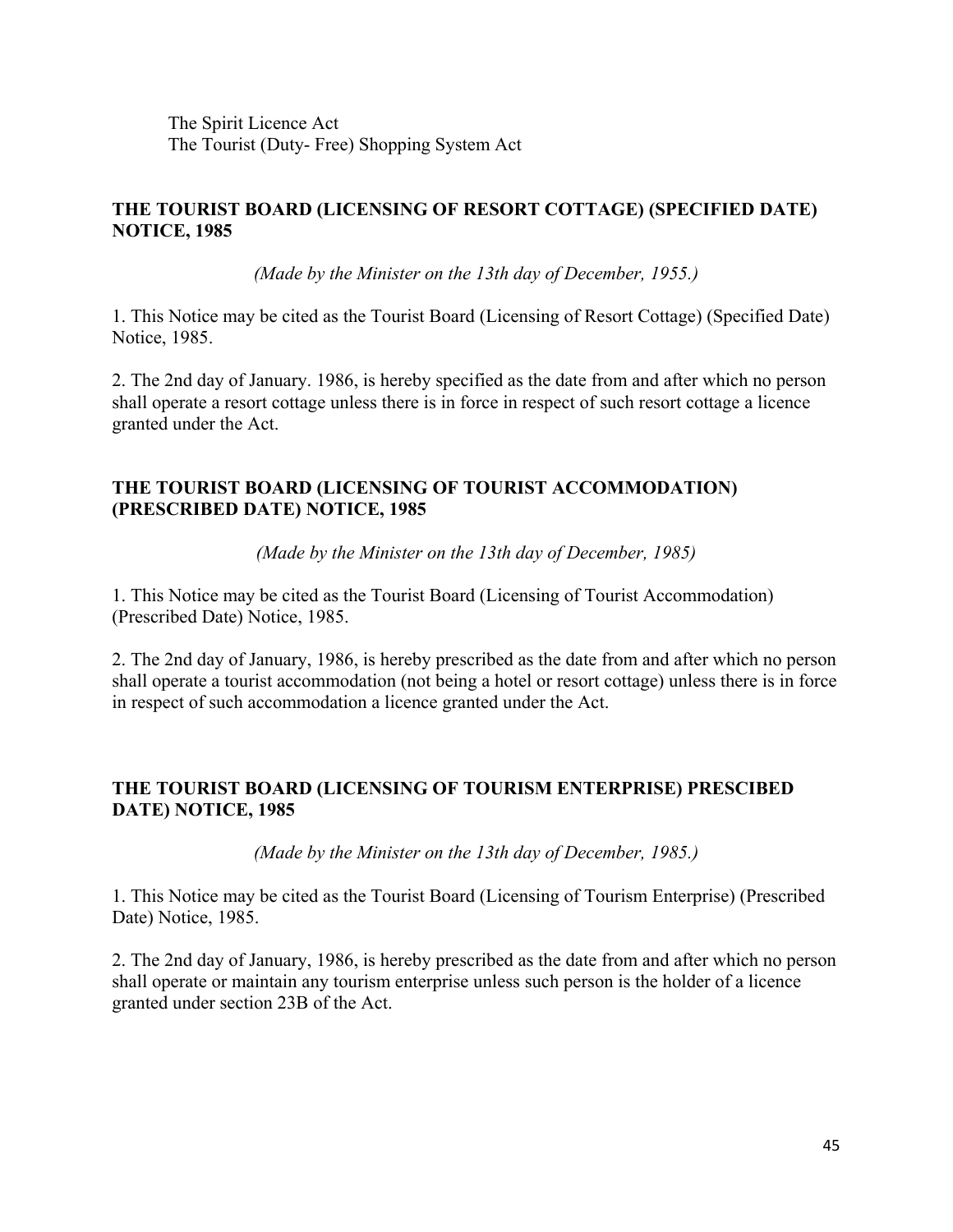The Spirit Licence Act
The Tourist (Duty- Free) Shopping System Act

**THE TOURIST BOARD (LICENSING OF RESORT COTTAGE) (SPECIFIED DATE) NOTICE, 1985**

*(Made by the Minister on the 13th day of December, 1955.)*

1. This Notice may be cited as the Tourist Board (Licensing of Resort Cottage) (Specified Date) Notice, 1985.

2. The 2nd day of January. 1986, is hereby specified as the date from and after which no person shall operate a resort cottage unless there is in force in respect of such resort cottage a licence granted under the Act.

**THE TOURIST BOARD (LICENSING OF TOURIST ACCOMMODATION) (PRESCRIBED DATE) NOTICE, 1985**

*(Made by the Minister on the 13th day of December, 1985)*

1. This Notice may be cited as the Tourist Board (Licensing of Tourist Accommodation) (Prescribed Date) Notice, 1985.

2. The 2nd day of January, 1986, is hereby prescribed as the date from and after which no person shall operate a tourist accommodation (not being a hotel or resort cottage) unless there is in force in respect of such accommodation a licence granted under the Act.

**THE TOURIST BOARD (LICENSING OF TOURISM ENTERPRISE) PRESCIBED DATE) NOTICE, 1985**

*(Made by the Minister on the 13th day of December, 1985.)*

1. This Notice may be cited as the Tourist Board (Licensing of Tourism Enterprise) (Prescribed Date) Notice, 1985.

2. The 2nd day of January, 1986, is hereby prescribed as the date from and after which no person shall operate or maintain any tourism enterprise unless such person is the holder of a licence granted under section 23B of the Act.